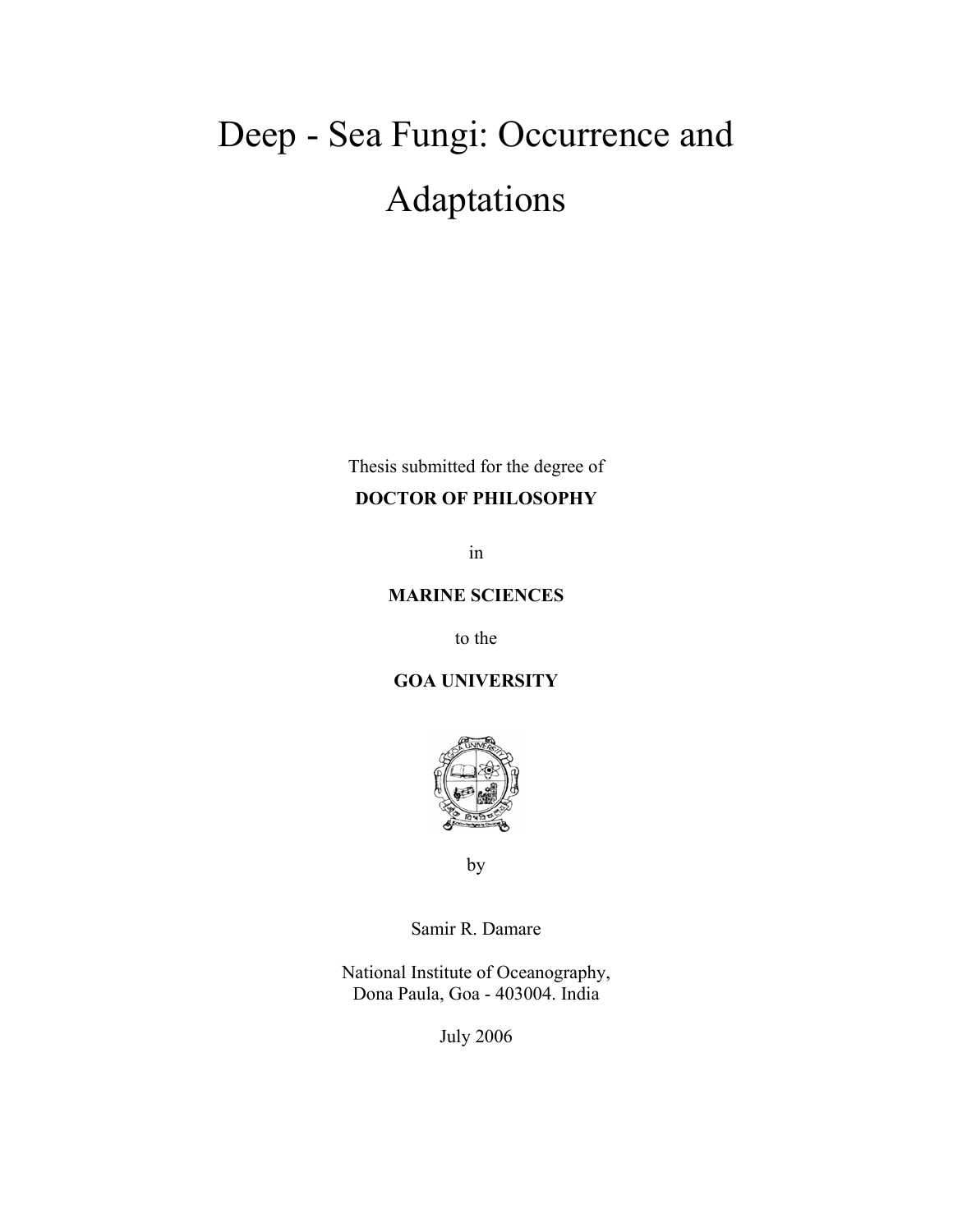# Deep - Sea Fungi: Occurrence and Adaptations

Thesis submitted for the degree of

**DOCTOR OF PHILOSOPHY**

in

**MARINE SCIENCES**

to the

**GOA UNIVERSITY**

by

Samir R. Damare

National Institute of Oceanography,
Dona Paula, Goa - 403004. India

July 2006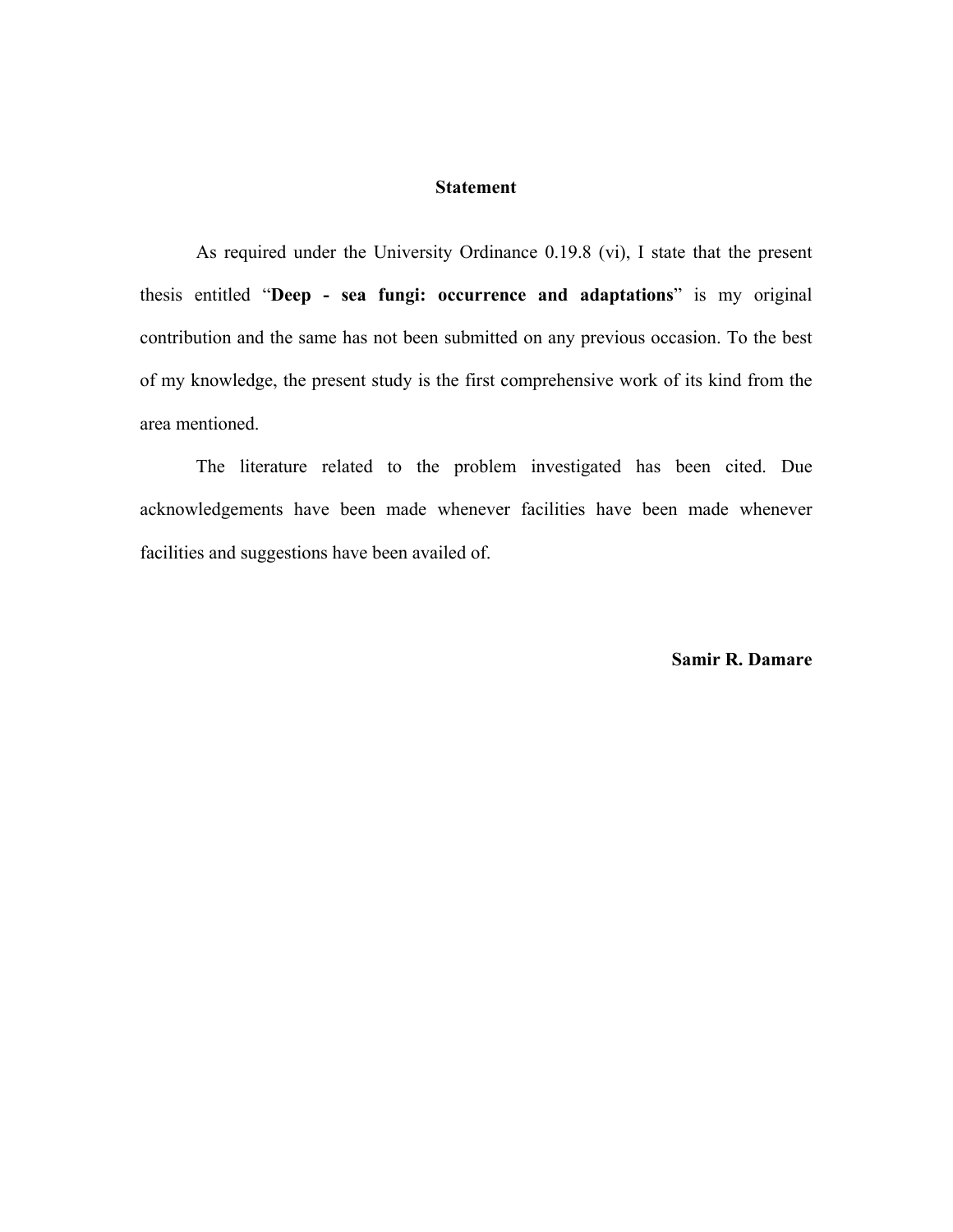# Statement

As required under the University Ordinance 0.19.8 (vi), I state that the present thesis entitled "**Deep - sea fungi: occurrence and adaptations**" is my original contribution and the same has not been submitted on any previous occasion. To the best of my knowledge, the present study is the first comprehensive work of its kind from the area mentioned.

The literature related to the problem investigated has been cited. Due acknowledgements have been made whenever facilities have been made whenever facilities and suggestions have been availed of.

**Samir R. Damare**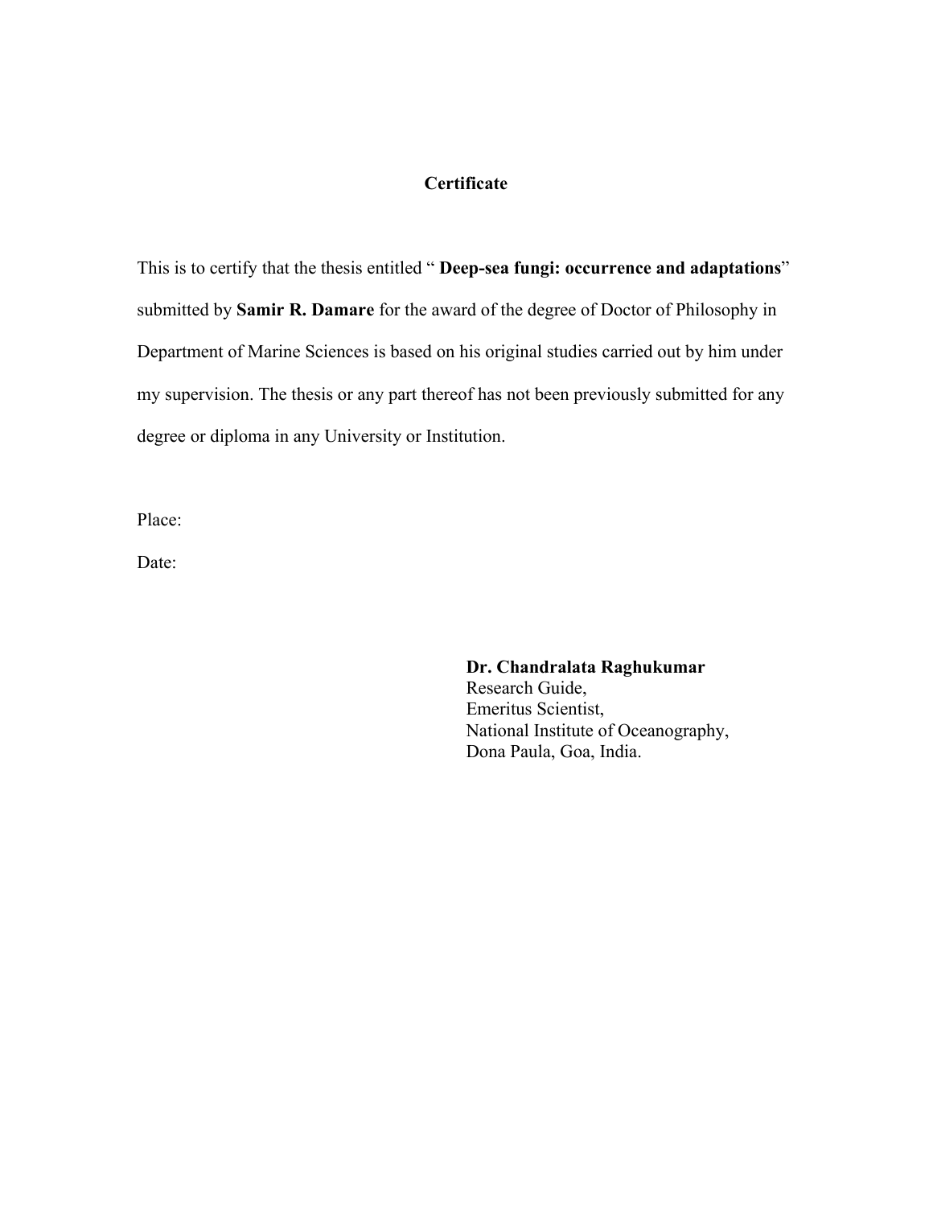# Certificate

This is to certify that the thesis entitled " **Deep-sea fungi: occurrence and adaptations**" submitted by **Samir R. Damare** for the award of the degree of Doctor of Philosophy in Department of Marine Sciences is based on his original studies carried out by him under my supervision. The thesis or any part thereof has not been previously submitted for any degree or diploma in any University or Institution.

Place:

Date:

**Dr. Chandralata Raghukumar**  
Research Guide,  
Emeritus Scientist,  
National Institute of Oceanography,  
Dona Paula, Goa, India.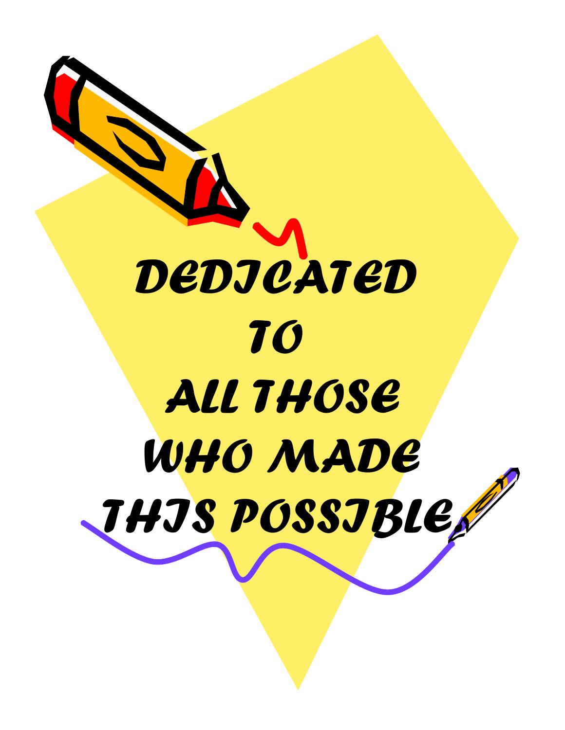# DEDICATED TO ALL THOSE WHO MADE THIS POSSIBLE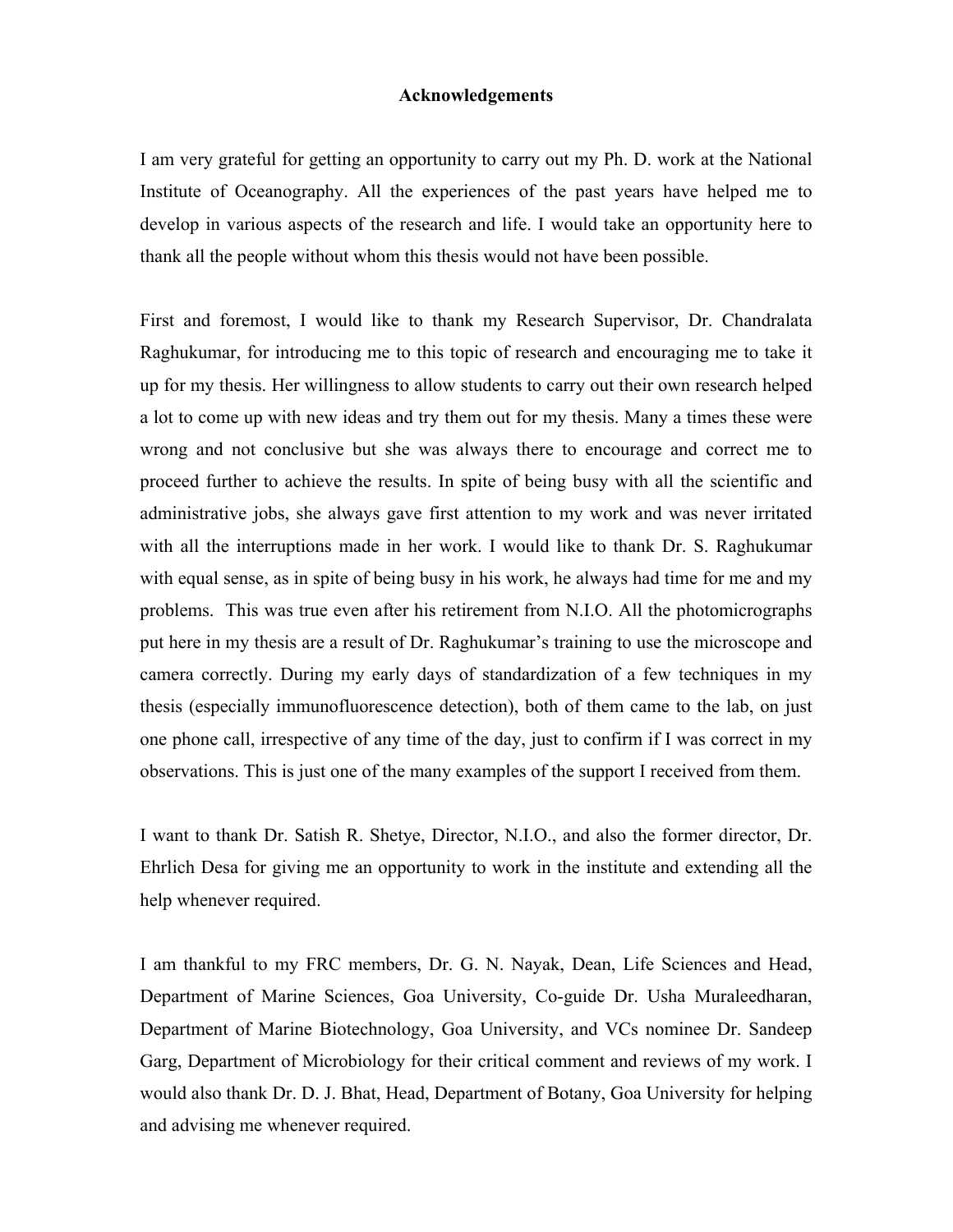# Acknowledgements

I am very grateful for getting an opportunity to carry out my Ph. D. work at the National Institute of Oceanography. All the experiences of the past years have helped me to develop in various aspects of the research and life. I would take an opportunity here to thank all the people without whom this thesis would not have been possible.

First and foremost, I would like to thank my Research Supervisor, Dr. Chandralata Raghukumar, for introducing me to this topic of research and encouraging me to take it up for my thesis. Her willingness to allow students to carry out their own research helped a lot to come up with new ideas and try them out for my thesis. Many a times these were wrong and not conclusive but she was always there to encourage and correct me to proceed further to achieve the results. In spite of being busy with all the scientific and administrative jobs, she always gave first attention to my work and was never irritated with all the interruptions made in her work. I would like to thank Dr. S. Raghukumar with equal sense, as in spite of being busy in his work, he always had time for me and my problems. This was true even after his retirement from N.I.O. All the photomicrographs put here in my thesis are a result of Dr. Raghukumar's training to use the microscope and camera correctly. During my early days of standardization of a few techniques in my thesis (especially immunofluorescence detection), both of them came to the lab, on just one phone call, irrespective of any time of the day, just to confirm if I was correct in my observations. This is just one of the many examples of the support I received from them.

I want to thank Dr. Satish R. Shetye, Director, N.I.O., and also the former director, Dr. Ehrlich Desa for giving me an opportunity to work in the institute and extending all the help whenever required.

I am thankful to my FRC members, Dr. G. N. Nayak, Dean, Life Sciences and Head, Department of Marine Sciences, Goa University, Co-guide Dr. Usha Muraleedharan, Department of Marine Biotechnology, Goa University, and VCs nominee Dr. Sandeep Garg, Department of Microbiology for their critical comment and reviews of my work. I would also thank Dr. D. J. Bhat, Head, Department of Botany, Goa University for helping and advising me whenever required.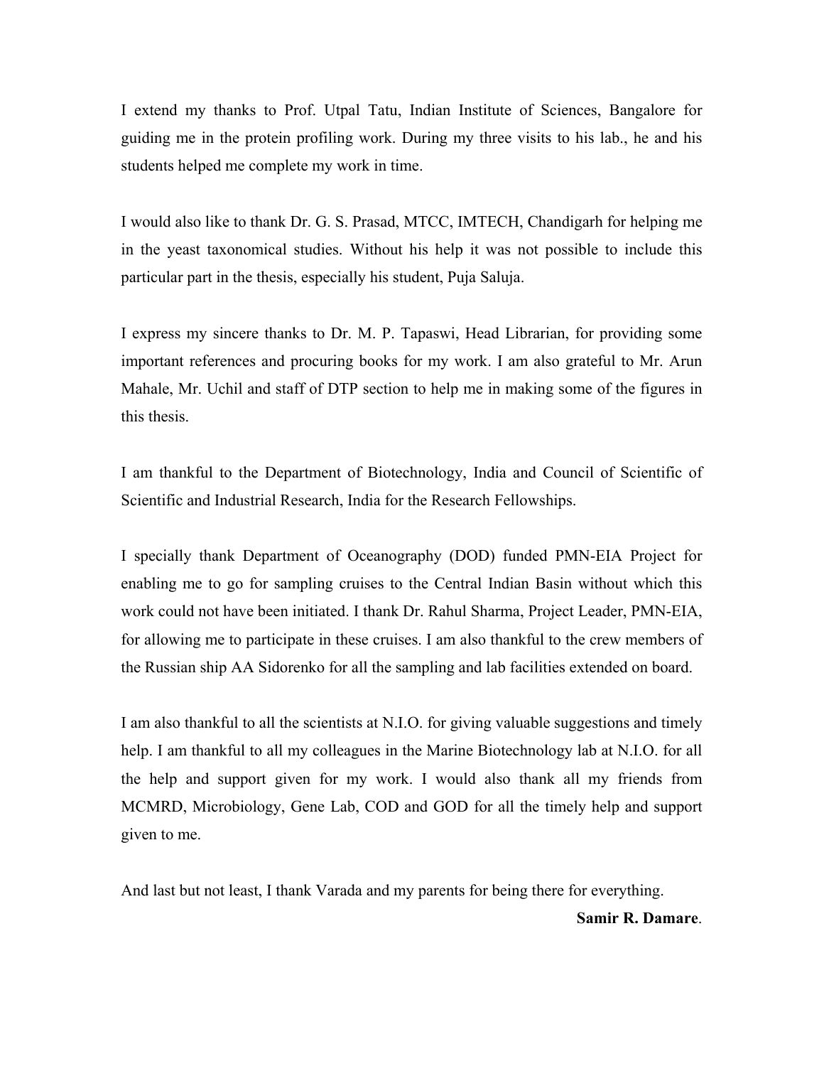I extend my thanks to Prof. Utpal Tatu, Indian Institute of Sciences, Bangalore for guiding me in the protein profiling work. During my three visits to his lab., he and his students helped me complete my work in time.

I would also like to thank Dr. G. S. Prasad, MTCC, IMTECH, Chandigarh for helping me in the yeast taxonomical studies. Without his help it was not possible to include this particular part in the thesis, especially his student, Puja Saluja.

I express my sincere thanks to Dr. M. P. Tapaswi, Head Librarian, for providing some important references and procuring books for my work. I am also grateful to Mr. Arun Mahale, Mr. Uchil and staff of DTP section to help me in making some of the figures in this thesis.

I am thankful to the Department of Biotechnology, India and Council of Scientific of Scientific and Industrial Research, India for the Research Fellowships.

I specially thank Department of Oceanography (DOD) funded PMN-EIA Project for enabling me to go for sampling cruises to the Central Indian Basin without which this work could not have been initiated. I thank Dr. Rahul Sharma, Project Leader, PMN-EIA, for allowing me to participate in these cruises. I am also thankful to the crew members of the Russian ship AA Sidorenko for all the sampling and lab facilities extended on board.

I am also thankful to all the scientists at N.I.O. for giving valuable suggestions and timely help. I am thankful to all my colleagues in the Marine Biotechnology lab at N.I.O. for all the help and support given for my work. I would also thank all my friends from MCMRD, Microbiology, Gene Lab, COD and GOD for all the timely help and support given to me.

And last but not least, I thank Varada and my parents for being there for everything.

**Samir R. Damare**.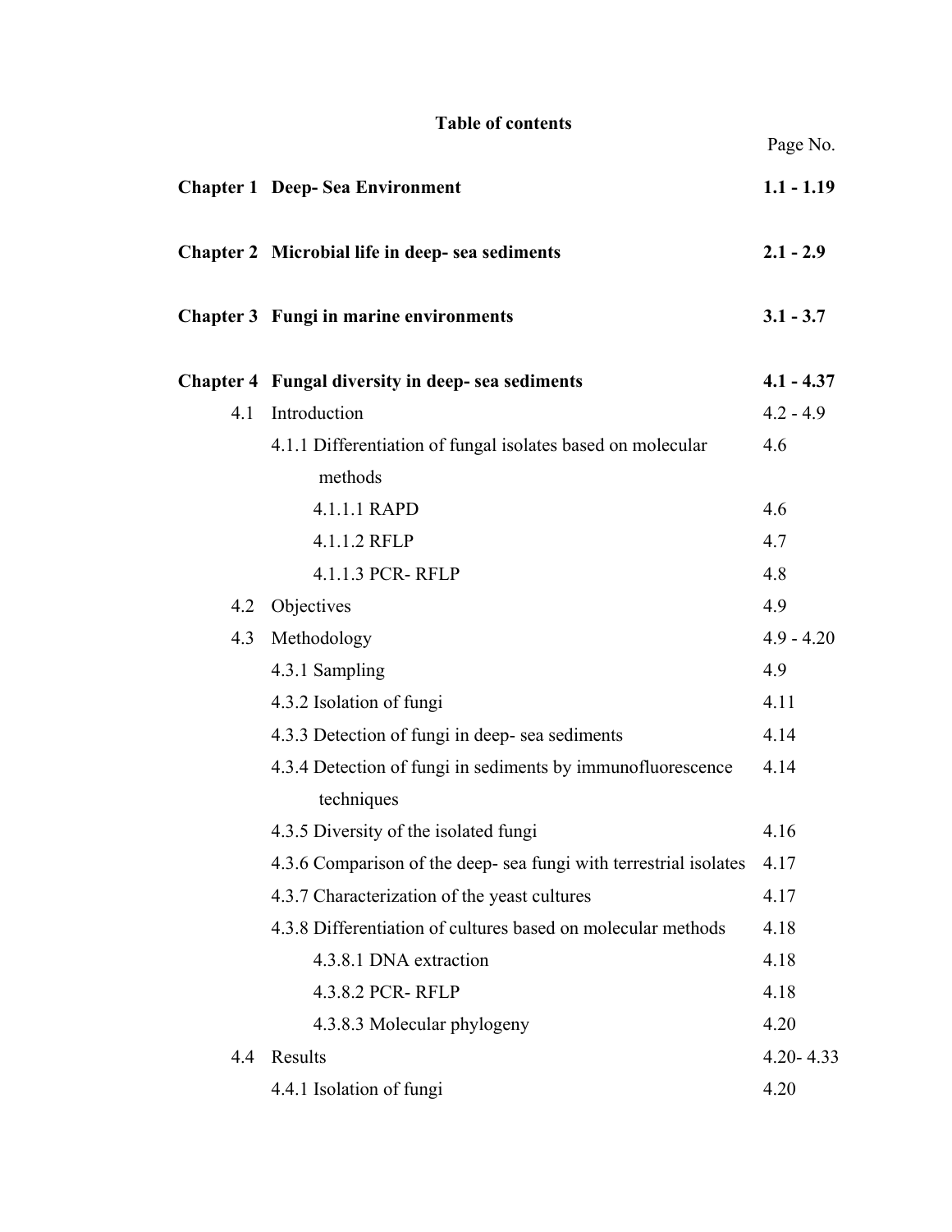**Table of contents**

| | | Page No. |
|---|---|---|
| **Chapter 1** | **Deep- Sea Environment** | **1.1 - 1.19** |
| **Chapter 2** | **Microbial life in deep- sea sediments** | **2.1 - 2.9** |
| **Chapter 3** | **Fungi in marine environments** | **3.1 - 3.7** |
| **Chapter 4** | **Fungal diversity in deep- sea sediments** | **4.1 - 4.37** |
| 4.1 | Introduction | 4.2 - 4.9 |
| | 4.1.1 Differentiation of fungal isolates based on molecular methods | 4.6 |
| | 4.1.1.1 RAPD | 4.6 |
| | 4.1.1.2 RFLP | 4.7 |
| | 4.1.1.3 PCR- RFLP | 4.8 |
| 4.2 | Objectives | 4.9 |
| 4.3 | Methodology | 4.9 - 4.20 |
| | 4.3.1 Sampling | 4.9 |
| | 4.3.2 Isolation of fungi | 4.11 |
| | 4.3.3 Detection of fungi in deep- sea sediments | 4.14 |
| | 4.3.4 Detection of fungi in sediments by immunofluorescence techniques | 4.14 |
| | 4.3.5 Diversity of the isolated fungi | 4.16 |
| | 4.3.6 Comparison of the deep- sea fungi with terrestrial isolates | 4.17 |
| | 4.3.7 Characterization of the yeast cultures | 4.17 |
| | 4.3.8 Differentiation of cultures based on molecular methods | 4.18 |
| | 4.3.8.1 DNA extraction | 4.18 |
| | 4.3.8.2 PCR- RFLP | 4.18 |
| | 4.3.8.3 Molecular phylogeny | 4.20 |
| 4.4 | Results | 4.20- 4.33 |
| | 4.4.1 Isolation of fungi | 4.20 |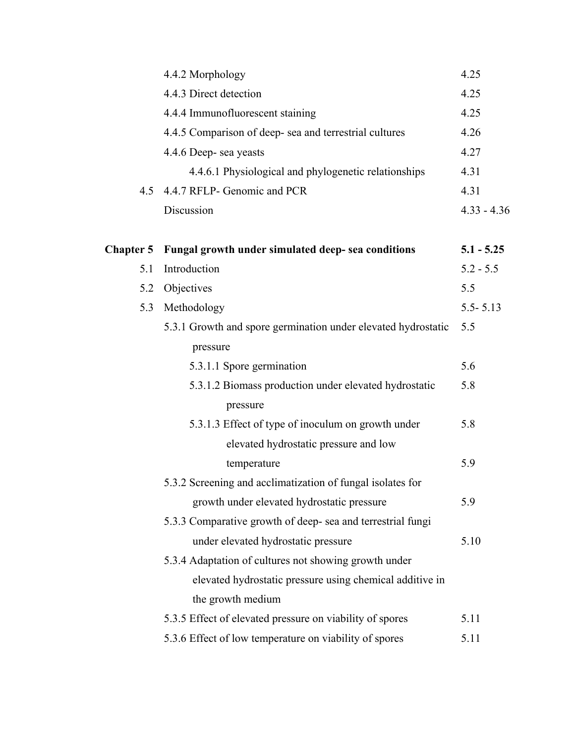| | | |
|---|---|---|
| | 4.4.2 Morphology | 4.25 |
| | 4.4.3 Direct detection | 4.25 |
| | 4.4.4 Immunofluorescent staining | 4.25 |
| | 4.4.5 Comparison of deep- sea and terrestrial cultures | 4.26 |
| | 4.4.6 Deep- sea yeasts | 4.27 |
| | 4.4.6.1 Physiological and phylogenetic relationships | 4.31 |
| 4.5 | 4.4.7 RFLP- Genomic and PCR | 4.31 |
| | Discussion | 4.33 - 4.36 |
| **Chapter 5** | **Fungal growth under simulated deep- sea conditions** | **5.1 - 5.25** |
| 5.1 | Introduction | 5.2 - 5.5 |
| 5.2 | Objectives | 5.5 |
| 5.3 | Methodology | 5.5- 5.13 |
| | 5.3.1 Growth and spore germination under elevated hydrostatic pressure | 5.5 |
| | 5.3.1.1 Spore germination | 5.6 |
| | 5.3.1.2 Biomass production under elevated hydrostatic pressure | 5.8 |
| | 5.3.1.3 Effect of type of inoculum on growth under elevated hydrostatic pressure and low temperature | 5.8<br>5.9 |
| | 5.3.2 Screening and acclimatization of fungal isolates for growth under elevated hydrostatic pressure | 5.9 |
| | 5.3.3 Comparative growth of deep- sea and terrestrial fungi under elevated hydrostatic pressure | 5.10 |
| | 5.3.4 Adaptation of cultures not showing growth under elevated hydrostatic pressure using chemical additive in the growth medium | |
| | 5.3.5 Effect of elevated pressure on viability of spores | 5.11 |
| | 5.3.6 Effect of low temperature on viability of spores | 5.11 |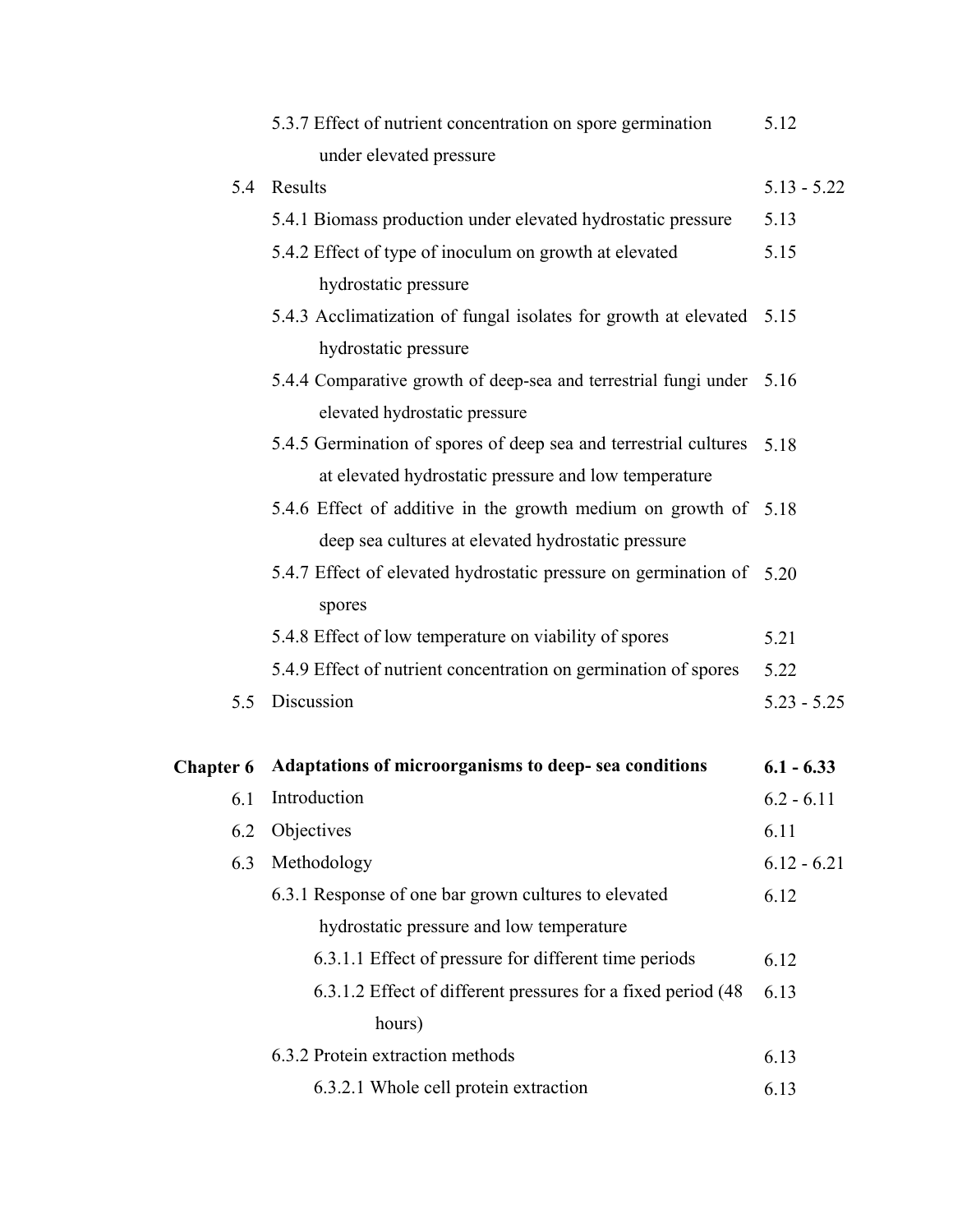| | | |
|---|---|---|
| | 5.3.7 Effect of nutrient concentration on spore germination under elevated pressure | 5.12 |
| 5.4 | Results | 5.13 - 5.22 |
| | 5.4.1 Biomass production under elevated hydrostatic pressure | 5.13 |
| | 5.4.2 Effect of type of inoculum on growth at elevated hydrostatic pressure | 5.15 |
| | 5.4.3 Acclimatization of fungal isolates for growth at elevated hydrostatic pressure | 5.15 |
| | 5.4.4 Comparative growth of deep-sea and terrestrial fungi under elevated hydrostatic pressure | 5.16 |
| | 5.4.5 Germination of spores of deep sea and terrestrial cultures at elevated hydrostatic pressure and low temperature | 5.18 |
| | 5.4.6 Effect of additive in the growth medium on growth of deep sea cultures at elevated hydrostatic pressure | 5.18 |
| | 5.4.7 Effect of elevated hydrostatic pressure on germination of spores | 5.20 |
| | 5.4.8 Effect of low temperature on viability of spores | 5.21 |
| | 5.4.9 Effect of nutrient concentration on germination of spores | 5.22 |
| 5.5 | Discussion | 5.23 - 5.25 |
| **Chapter 6** | **Adaptations of microorganisms to deep- sea conditions** | **6.1 - 6.33** |
| 6.1 | Introduction | 6.2 - 6.11 |
| 6.2 | Objectives | 6.11 |
| 6.3 | Methodology | 6.12 - 6.21 |
| | 6.3.1 Response of one bar grown cultures to elevated hydrostatic pressure and low temperature | 6.12 |
| | 6.3.1.1 Effect of pressure for different time periods | 6.12 |
| | 6.3.1.2 Effect of different pressures for a fixed period (48 hours) | 6.13 |
| | 6.3.2 Protein extraction methods | 6.13 |
| | 6.3.2.1 Whole cell protein extraction | 6.13 |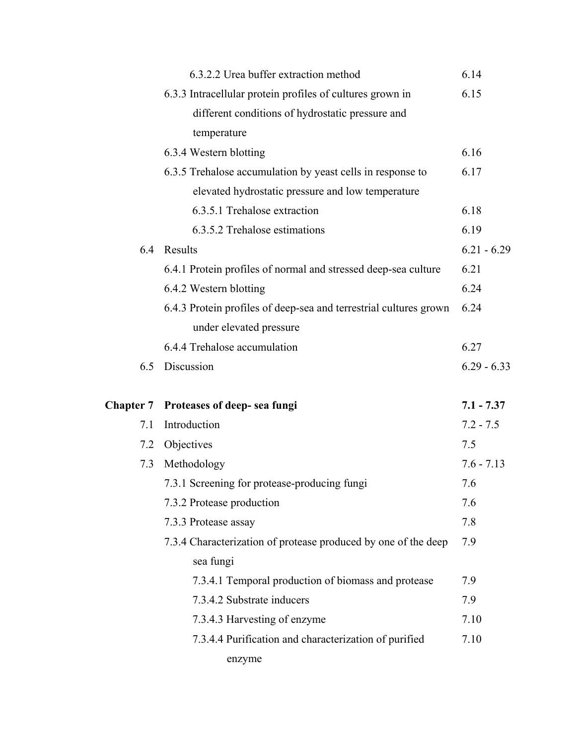| | | |
|---|---|---|
| | 6.3.2.2 Urea buffer extraction method | 6.14 |
| | 6.3.3 Intracellular protein profiles of cultures grown in different conditions of hydrostatic pressure and temperature | 6.15 |
| | 6.3.4 Western blotting | 6.16 |
| | 6.3.5 Trehalose accumulation by yeast cells in response to elevated hydrostatic pressure and low temperature | 6.17 |
| | 6.3.5.1 Trehalose extraction | 6.18 |
| | 6.3.5.2 Trehalose estimations | 6.19 |
| 6.4 | Results | 6.21 - 6.29 |
| | 6.4.1 Protein profiles of normal and stressed deep-sea culture | 6.21 |
| | 6.4.2 Western blotting | 6.24 |
| | 6.4.3 Protein profiles of deep-sea and terrestrial cultures grown under elevated pressure | 6.24 |
| | 6.4.4 Trehalose accumulation | 6.27 |
| 6.5 | Discussion | 6.29 - 6.33 |
| **Chapter 7** | **Proteases of deep- sea fungi** | **7.1 - 7.37** |
| 7.1 | Introduction | 7.2 - 7.5 |
| 7.2 | Objectives | 7.5 |
| 7.3 | Methodology | 7.6 - 7.13 |
| | 7.3.1 Screening for protease-producing fungi | 7.6 |
| | 7.3.2 Protease production | 7.6 |
| | 7.3.3 Protease assay | 7.8 |
| | 7.3.4 Characterization of protease produced by one of the deep sea fungi | 7.9 |
| | 7.3.4.1 Temporal production of biomass and protease | 7.9 |
| | 7.3.4.2 Substrate inducers | 7.9 |
| | 7.3.4.3 Harvesting of enzyme | 7.10 |
| | 7.3.4.4 Purification and characterization of purified enzyme | 7.10 |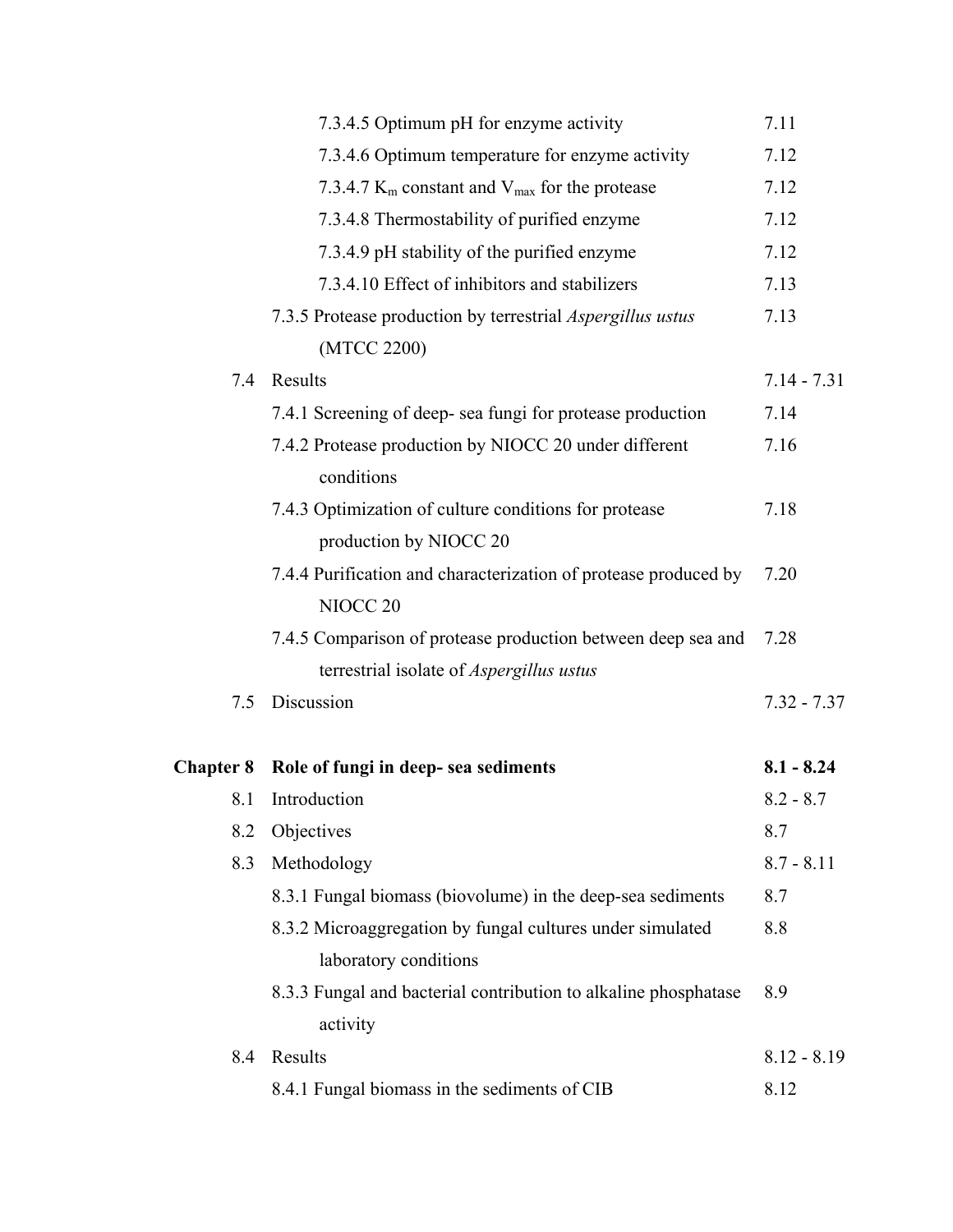| | | |
|---|---|---|
| | 7.3.4.5 Optimum pH for enzyme activity | 7.11 |
| | 7.3.4.6 Optimum temperature for enzyme activity | 7.12 |
| | 7.3.4.7 $K_m$ constant and $V_{max}$ for the protease | 7.12 |
| | 7.3.4.8 Thermostability of purified enzyme | 7.12 |
| | 7.3.4.9 pH stability of the purified enzyme | 7.12 |
| | 7.3.4.10 Effect of inhibitors and stabilizers | 7.13 |
| | 7.3.5 Protease production by terrestrial *Aspergillus ustus* (MTCC 2200) | 7.13 |
| 7.4 | Results | 7.14 - 7.31 |
| | 7.4.1 Screening of deep- sea fungi for protease production | 7.14 |
| | 7.4.2 Protease production by NIOCC 20 under different conditions | 7.16 |
| | 7.4.3 Optimization of culture conditions for protease production by NIOCC 20 | 7.18 |
| | 7.4.4 Purification and characterization of protease produced by NIOCC 20 | 7.20 |
| | 7.4.5 Comparison of protease production between deep sea and terrestrial isolate of *Aspergillus ustus* | 7.28 |
| 7.5 | Discussion | 7.32 - 7.37 |
| **Chapter 8** | **Role of fungi in deep- sea sediments** | **8.1 - 8.24** |
| 8.1 | Introduction | 8.2 - 8.7 |
| 8.2 | Objectives | 8.7 |
| 8.3 | Methodology | 8.7 - 8.11 |
| | 8.3.1 Fungal biomass (biovolume) in the deep-sea sediments | 8.7 |
| | 8.3.2 Microaggregation by fungal cultures under simulated laboratory conditions | 8.8 |
| | 8.3.3 Fungal and bacterial contribution to alkaline phosphatase activity | 8.9 |
| 8.4 | Results | 8.12 - 8.19 |
| | 8.4.1 Fungal biomass in the sediments of CIB | 8.12 |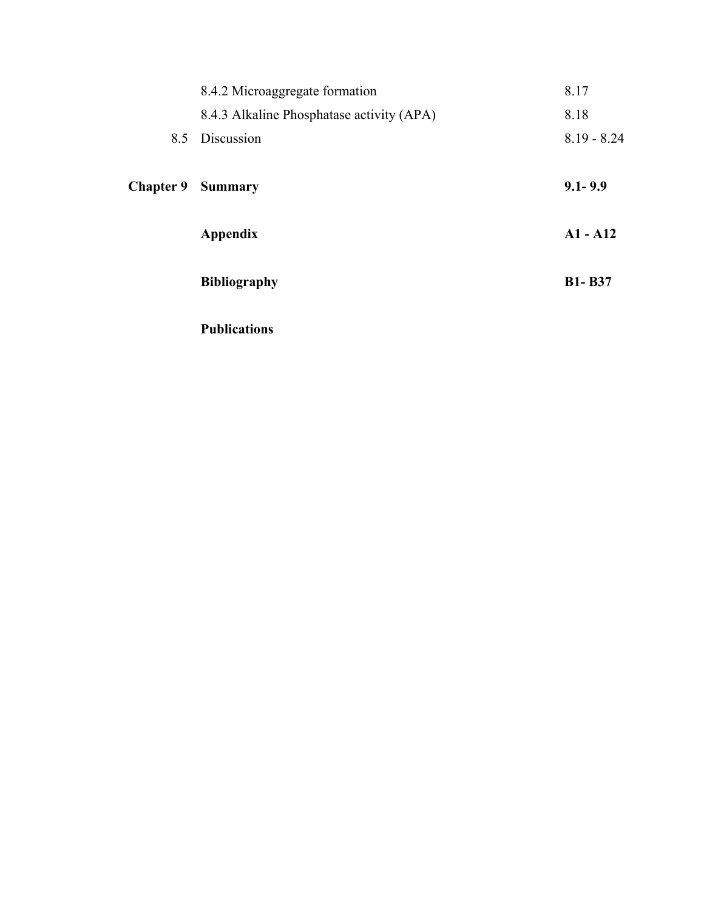| | | |
|---|---|---|
| | 8.4.2 Microaggregate formation | 8.17 |
| | 8.4.3 Alkaline Phosphatase activity (APA) | 8.18 |
| 8.5 | Discussion | 8.19 - 8.24 |
| **Chapter 9** | **Summary** | **9.1- 9.9** |
| | **Appendix** | **A1 - A12** |
| | **Bibliography** | **B1- B37** |
| | **Publications** | |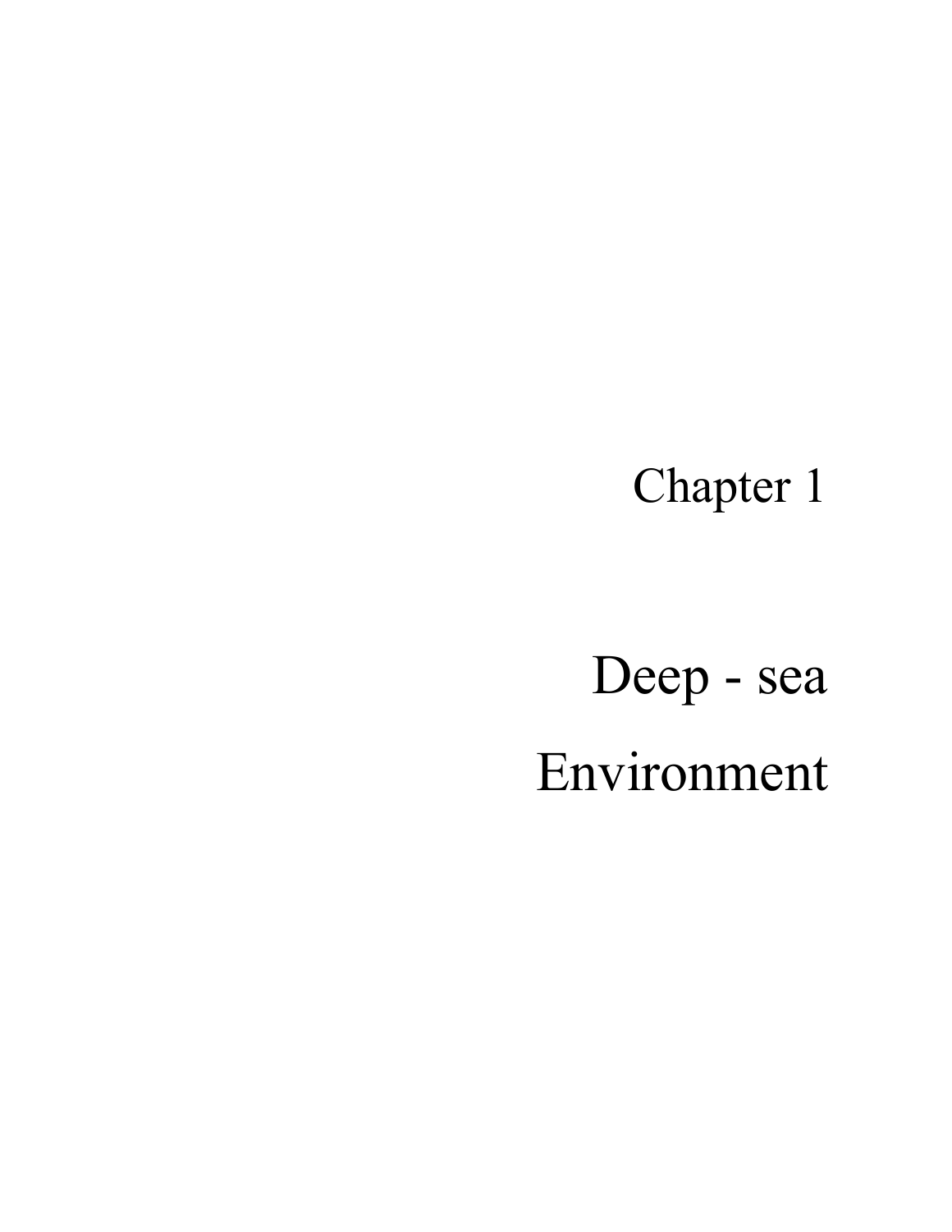# Chapter 1

# Deep - sea Environment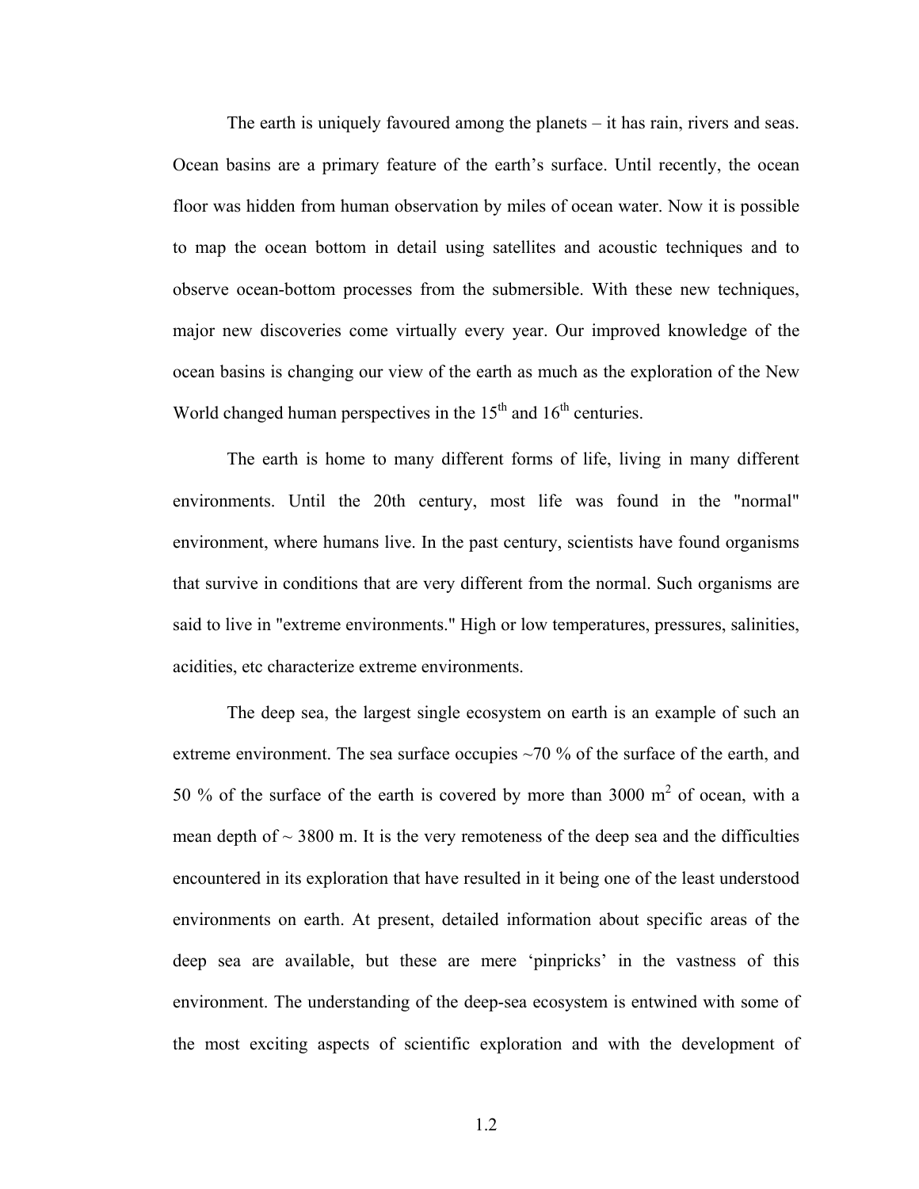The earth is uniquely favoured among the planets – it has rain, rivers and seas. Ocean basins are a primary feature of the earth's surface. Until recently, the ocean floor was hidden from human observation by miles of ocean water. Now it is possible to map the ocean bottom in detail using satellites and acoustic techniques and to observe ocean-bottom processes from the submersible. With these new techniques, major new discoveries come virtually every year. Our improved knowledge of the ocean basins is changing our view of the earth as much as the exploration of the New World changed human perspectives in the 15$^{th}$ and 16$^{th}$ centuries.

The earth is home to many different forms of life, living in many different environments. Until the 20th century, most life was found in the "normal" environment, where humans live. In the past century, scientists have found organisms that survive in conditions that are very different from the normal. Such organisms are said to live in "extreme environments." High or low temperatures, pressures, salinities, acidities, etc characterize extreme environments.

The deep sea, the largest single ecosystem on earth is an example of such an extreme environment. The sea surface occupies ~70 % of the surface of the earth, and 50 % of the surface of the earth is covered by more than 3000 $m^2$ of ocean, with a mean depth of ~ 3800 m. It is the very remoteness of the deep sea and the difficulties encountered in its exploration that have resulted in it being one of the least understood environments on earth. At present, detailed information about specific areas of the deep sea are available, but these are mere 'pinpricks' in the vastness of this environment. The understanding of the deep-sea ecosystem is entwined with some of the most exciting aspects of scientific exploration and with the development of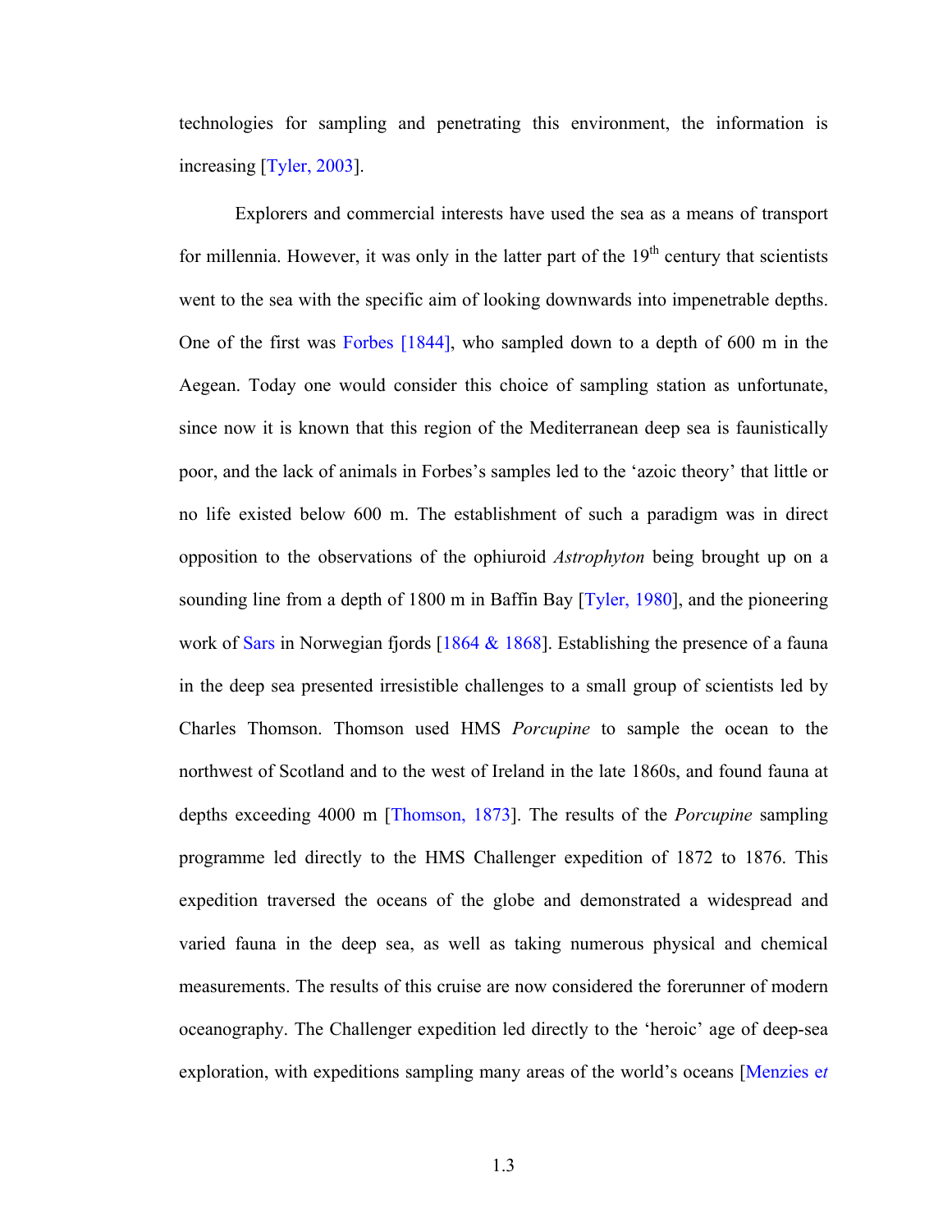technologies for sampling and penetrating this environment, the information is increasing [Tyler, 2003].

Explorers and commercial interests have used the sea as a means of transport for millennia. However, it was only in the latter part of the 19th century that scientists went to the sea with the specific aim of looking downwards into impenetrable depths. One of the first was Forbes [1844], who sampled down to a depth of 600 m in the Aegean. Today one would consider this choice of sampling station as unfortunate, since now it is known that this region of the Mediterranean deep sea is faunistically poor, and the lack of animals in Forbes's samples led to the 'azoic theory' that little or no life existed below 600 m. The establishment of such a paradigm was in direct opposition to the observations of the ophiuroid *Astrophyton* being brought up on a sounding line from a depth of 1800 m in Baffin Bay [Tyler, 1980], and the pioneering work of Sars in Norwegian fjords [1864 & 1868]. Establishing the presence of a fauna in the deep sea presented irresistible challenges to a small group of scientists led by Charles Thomson. Thomson used HMS *Porcupine* to sample the ocean to the northwest of Scotland and to the west of Ireland in the late 1860s, and found fauna at depths exceeding 4000 m [Thomson, 1873]. The results of the *Porcupine* sampling programme led directly to the HMS Challenger expedition of 1872 to 1876. This expedition traversed the oceans of the globe and demonstrated a widespread and varied fauna in the deep sea, as well as taking numerous physical and chemical measurements. The results of this cruise are now considered the forerunner of modern oceanography. The Challenger expedition led directly to the 'heroic' age of deep-sea exploration, with expeditions sampling many areas of the world's oceans [Menzies *et*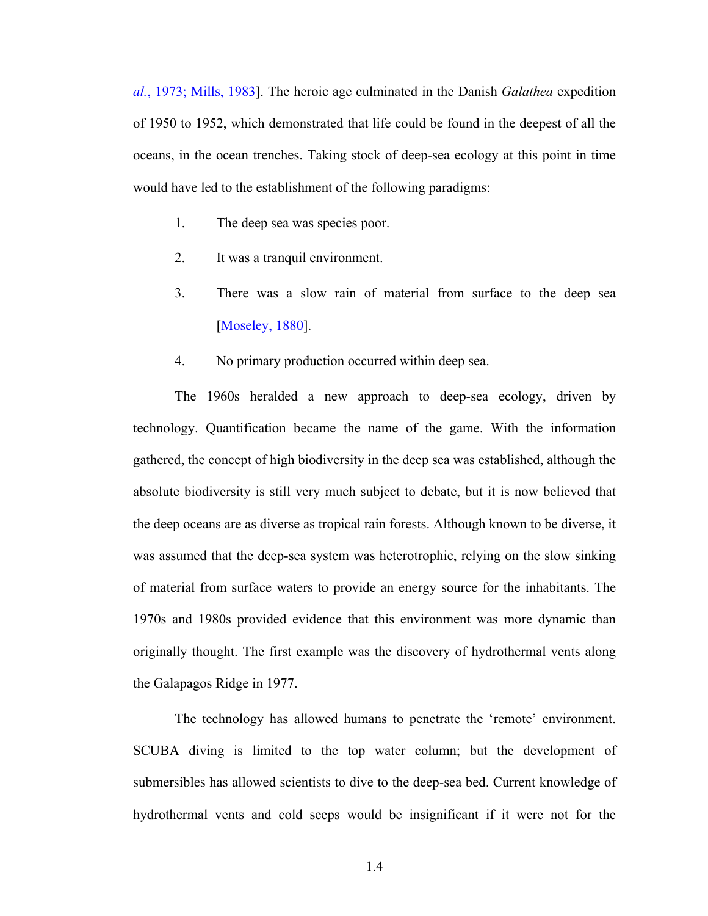*al.*, 1973; Mills, 1983]. The heroic age culminated in the Danish *Galathea* expedition of 1950 to 1952, which demonstrated that life could be found in the deepest of all the oceans, in the ocean trenches. Taking stock of deep-sea ecology at this point in time would have led to the establishment of the following paradigms:

1. The deep sea was species poor.
2. It was a tranquil environment.
3. There was a slow rain of material from surface to the deep sea [Moseley, 1880].
4. No primary production occurred within deep sea.

The 1960s heralded a new approach to deep-sea ecology, driven by technology. Quantification became the name of the game. With the information gathered, the concept of high biodiversity in the deep sea was established, although the absolute biodiversity is still very much subject to debate, but it is now believed that the deep oceans are as diverse as tropical rain forests. Although known to be diverse, it was assumed that the deep-sea system was heterotrophic, relying on the slow sinking of material from surface waters to provide an energy source for the inhabitants. The 1970s and 1980s provided evidence that this environment was more dynamic than originally thought. The first example was the discovery of hydrothermal vents along the Galapagos Ridge in 1977.

The technology has allowed humans to penetrate the 'remote' environment. SCUBA diving is limited to the top water column; but the development of submersibles has allowed scientists to dive to the deep-sea bed. Current knowledge of hydrothermal vents and cold seeps would be insignificant if it were not for the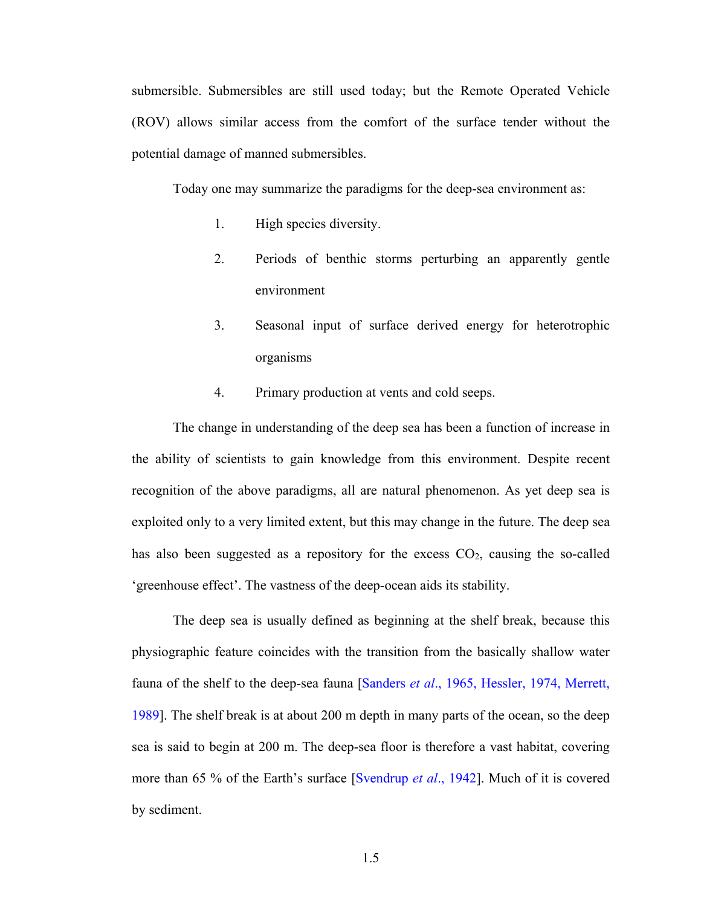submersible. Submersibles are still used today; but the Remote Operated Vehicle (ROV) allows similar access from the comfort of the surface tender without the potential damage of manned submersibles.

Today one may summarize the paradigms for the deep-sea environment as:

1. High species diversity.
2. Periods of benthic storms perturbing an apparently gentle environment
3. Seasonal input of surface derived energy for heterotrophic organisms
4. Primary production at vents and cold seeps.

The change in understanding of the deep sea has been a function of increase in the ability of scientists to gain knowledge from this environment. Despite recent recognition of the above paradigms, all are natural phenomenon. As yet deep sea is exploited only to a very limited extent, but this may change in the future. The deep sea has also been suggested as a repository for the excess $CO_2$, causing the so-called 'greenhouse effect'. The vastness of the deep-ocean aids its stability.

The deep sea is usually defined as beginning at the shelf break, because this physiographic feature coincides with the transition from the basically shallow water fauna of the shelf to the deep-sea fauna [Sanders *et al*., 1965, Hessler, 1974, Merrett, 1989]. The shelf break is at about 200 m depth in many parts of the ocean, so the deep sea is said to begin at 200 m. The deep-sea floor is therefore a vast habitat, covering more than 65 % of the Earth's surface [Svendrup *et al*., 1942]. Much of it is covered by sediment.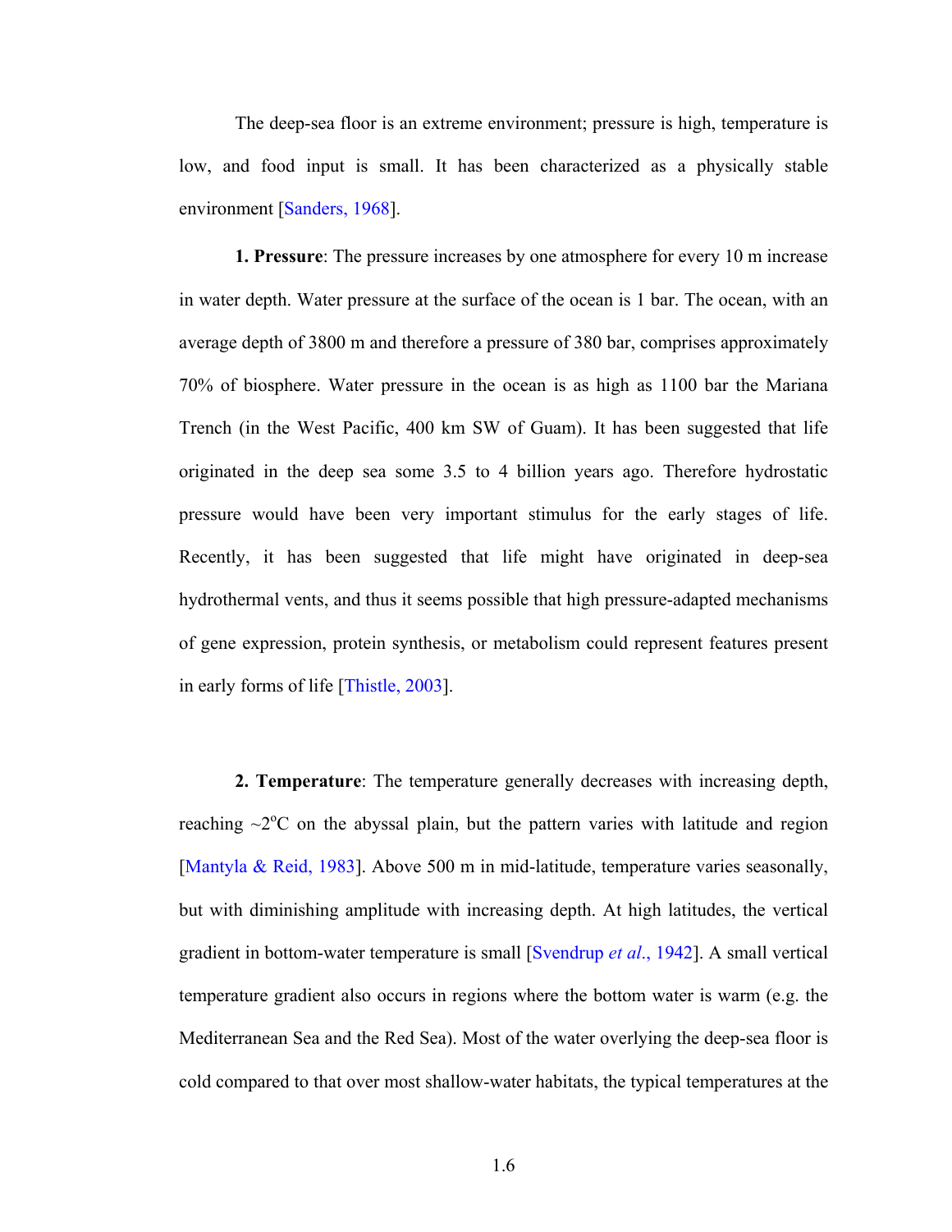The deep-sea floor is an extreme environment; pressure is high, temperature is low, and food input is small. It has been characterized as a physically stable environment [Sanders, 1968].

**1. Pressure**: The pressure increases by one atmosphere for every 10 m increase in water depth. Water pressure at the surface of the ocean is 1 bar. The ocean, with an average depth of 3800 m and therefore a pressure of 380 bar, comprises approximately 70% of biosphere. Water pressure in the ocean is as high as 1100 bar the Mariana Trench (in the West Pacific, 400 km SW of Guam). It has been suggested that life originated in the deep sea some 3.5 to 4 billion years ago. Therefore hydrostatic pressure would have been very important stimulus for the early stages of life. Recently, it has been suggested that life might have originated in deep-sea hydrothermal vents, and thus it seems possible that high pressure-adapted mechanisms of gene expression, protein synthesis, or metabolism could represent features present in early forms of life [Thistle, 2003].

**2. Temperature**: The temperature generally decreases with increasing depth, reaching ~2$^{o}$C on the abyssal plain, but the pattern varies with latitude and region [Mantyla & Reid, 1983]. Above 500 m in mid-latitude, temperature varies seasonally, but with diminishing amplitude with increasing depth. At high latitudes, the vertical gradient in bottom-water temperature is small [Svendrup *et al*., 1942]. A small vertical temperature gradient also occurs in regions where the bottom water is warm (e.g. the Mediterranean Sea and the Red Sea). Most of the water overlying the deep-sea floor is cold compared to that over most shallow-water habitats, the typical temperatures at the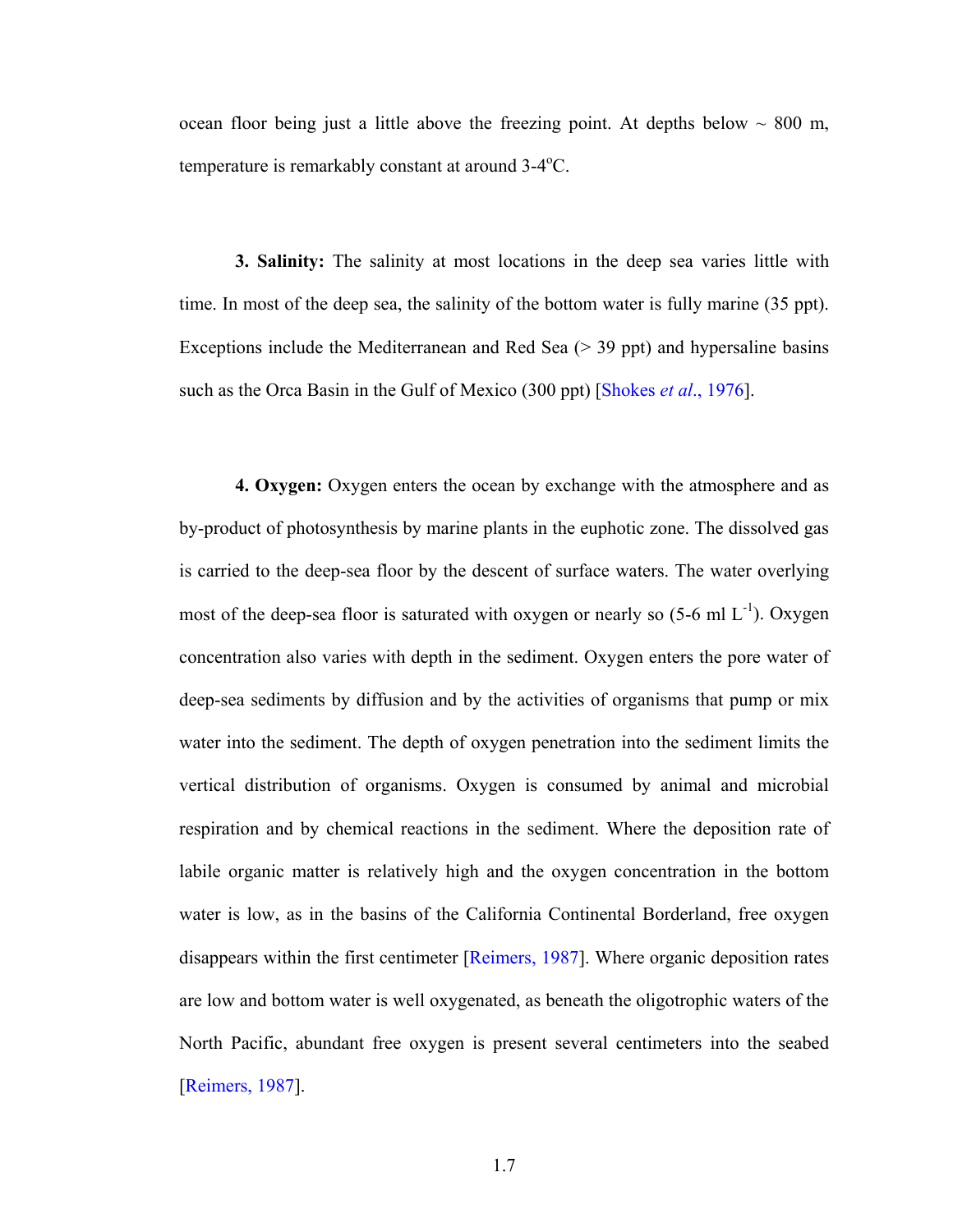ocean floor being just a little above the freezing point. At depths below ~ 800 m, temperature is remarkably constant at around 3-4°C.

**3. Salinity:** The salinity at most locations in the deep sea varies little with time. In most of the deep sea, the salinity of the bottom water is fully marine (35 ppt). Exceptions include the Mediterranean and Red Sea (> 39 ppt) and hypersaline basins such as the Orca Basin in the Gulf of Mexico (300 ppt) [Shokes *et al*., 1976].

**4. Oxygen:** Oxygen enters the ocean by exchange with the atmosphere and as by-product of photosynthesis by marine plants in the euphotic zone. The dissolved gas is carried to the deep-sea floor by the descent of surface waters. The water overlying most of the deep-sea floor is saturated with oxygen or nearly so (5-6 ml $L^{-1}$). Oxygen concentration also varies with depth in the sediment. Oxygen enters the pore water of deep-sea sediments by diffusion and by the activities of organisms that pump or mix water into the sediment. The depth of oxygen penetration into the sediment limits the vertical distribution of organisms. Oxygen is consumed by animal and microbial respiration and by chemical reactions in the sediment. Where the deposition rate of labile organic matter is relatively high and the oxygen concentration in the bottom water is low, as in the basins of the California Continental Borderland, free oxygen disappears within the first centimeter [Reimers, 1987]. Where organic deposition rates are low and bottom water is well oxygenated, as beneath the oligotrophic waters of the North Pacific, abundant free oxygen is present several centimeters into the seabed [Reimers, 1987].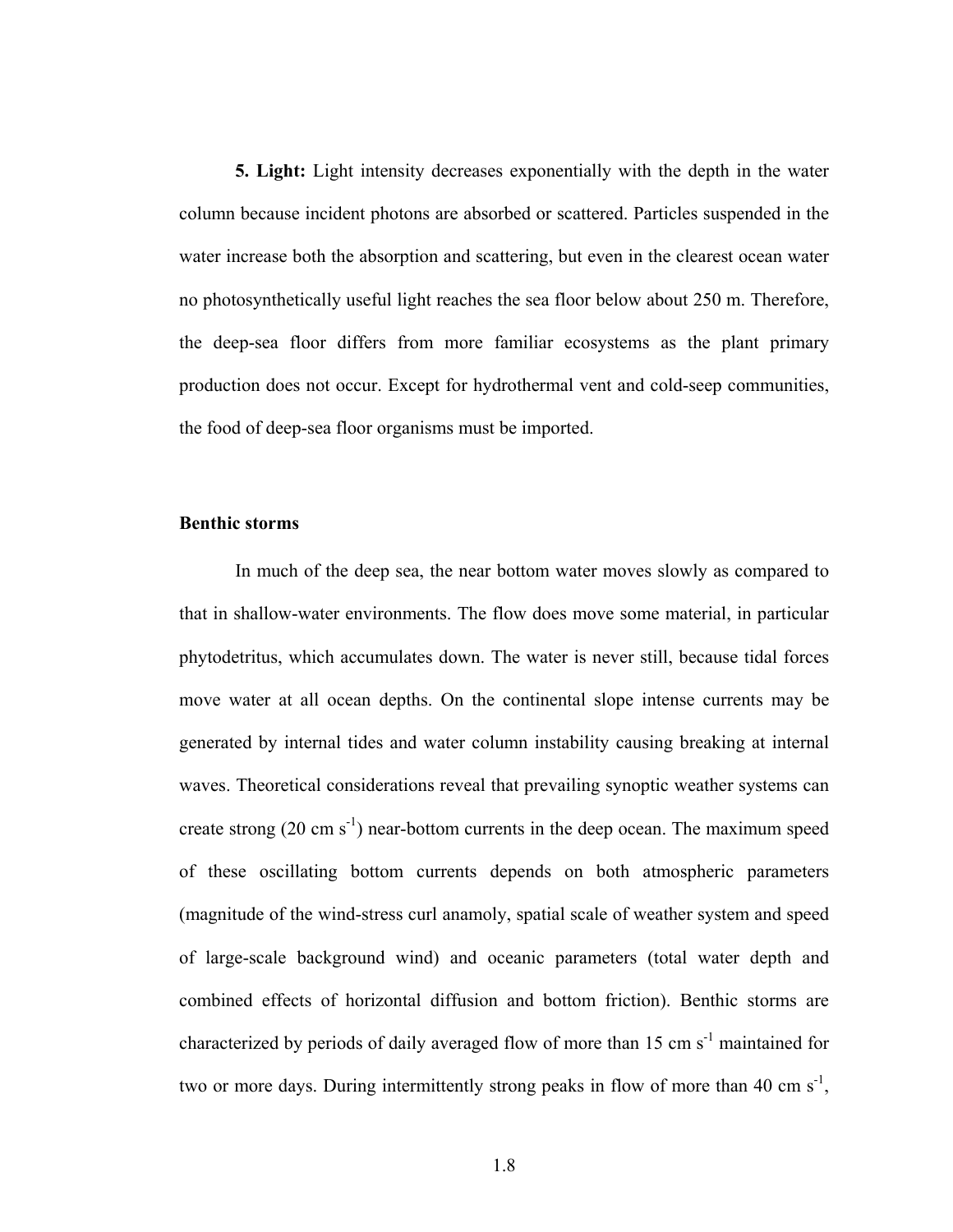**5. Light:** Light intensity decreases exponentially with the depth in the water column because incident photons are absorbed or scattered. Particles suspended in the water increase both the absorption and scattering, but even in the clearest ocean water no photosynthetically useful light reaches the sea floor below about 250 m. Therefore, the deep-sea floor differs from more familiar ecosystems as the plant primary production does not occur. Except for hydrothermal vent and cold-seep communities, the food of deep-sea floor organisms must be imported.

**Benthic storms**

In much of the deep sea, the near bottom water moves slowly as compared to that in shallow-water environments. The flow does move some material, in particular phytodetritus, which accumulates down. The water is never still, because tidal forces move water at all ocean depths. On the continental slope intense currents may be generated by internal tides and water column instability causing breaking at internal waves. Theoretical considerations reveal that prevailing synoptic weather systems can create strong (20 cm $s^{-1}$) near-bottom currents in the deep ocean. The maximum speed of these oscillating bottom currents depends on both atmospheric parameters (magnitude of the wind-stress curl anamoly, spatial scale of weather system and speed of large-scale background wind) and oceanic parameters (total water depth and combined effects of horizontal diffusion and bottom friction). Benthic storms are characterized by periods of daily averaged flow of more than 15 cm $s^{-1}$ maintained for two or more days. During intermittently strong peaks in flow of more than 40 cm $s^{-1}$,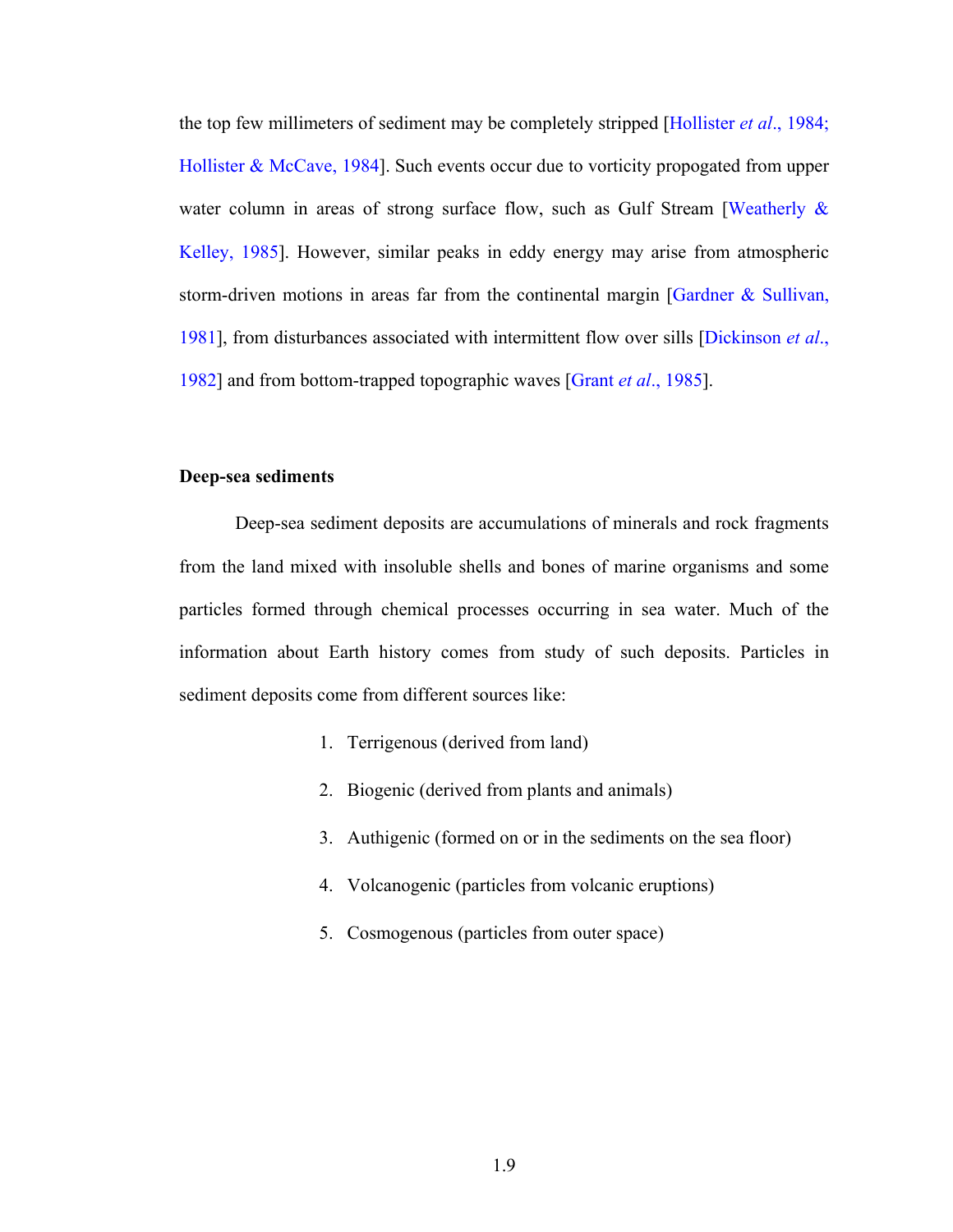the top few millimeters of sediment may be completely stripped [Hollister *et al*., 1984; Hollister & McCave, 1984]. Such events occur due to vorticity propogated from upper water column in areas of strong surface flow, such as Gulf Stream [Weatherly & Kelley, 1985]. However, similar peaks in eddy energy may arise from atmospheric storm-driven motions in areas far from the continental margin [Gardner & Sullivan, 1981], from disturbances associated with intermittent flow over sills [Dickinson *et al*., 1982] and from bottom-trapped topographic waves [Grant *et al*., 1985].

**Deep-sea sediments**

Deep-sea sediment deposits are accumulations of minerals and rock fragments from the land mixed with insoluble shells and bones of marine organisms and some particles formed through chemical processes occurring in sea water. Much of the information about Earth history comes from study of such deposits. Particles in sediment deposits come from different sources like:

1. Terrigenous (derived from land)
2. Biogenic (derived from plants and animals)
3. Authigenic (formed on or in the sediments on the sea floor)
4. Volcanogenic (particles from volcanic eruptions)
5. Cosmogenous (particles from outer space)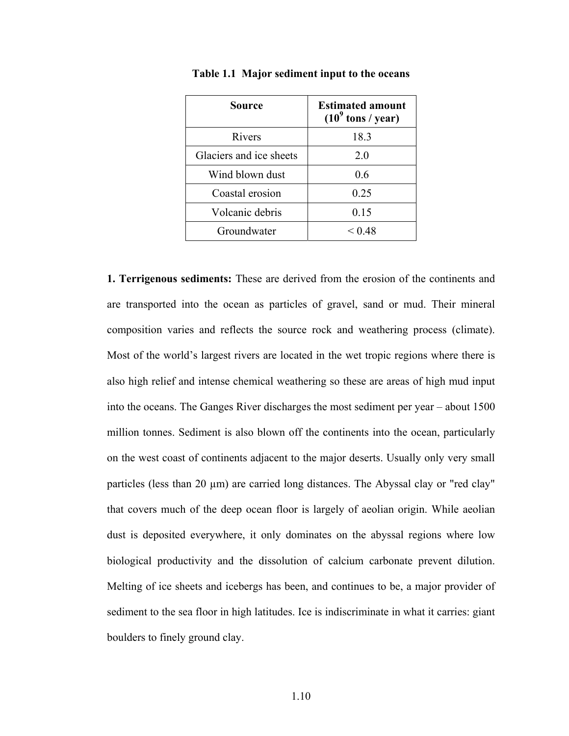**Table 1.1 Major sediment input to the oceans**

| Source | Estimated amount ($10^9$ tons / year) |
|---|---|
| Rivers | 18.3 |
| Glaciers and ice sheets | 2.0 |
| Wind blown dust | 0.6 |
| Coastal erosion | 0.25 |
| Volcanic debris | 0.15 |
| Groundwater | < 0.48 |

**1. Terrigenous sediments:** These are derived from the erosion of the continents and are transported into the ocean as particles of gravel, sand or mud. Their mineral composition varies and reflects the source rock and weathering process (climate). Most of the world's largest rivers are located in the wet tropic regions where there is also high relief and intense chemical weathering so these are areas of high mud input into the oceans. The Ganges River discharges the most sediment per year – about 1500 million tonnes. Sediment is also blown off the continents into the ocean, particularly on the west coast of continents adjacent to the major deserts. Usually only very small particles (less than 20 μm) are carried long distances. The Abyssal clay or "red clay" that covers much of the deep ocean floor is largely of aeolian origin. While aeolian dust is deposited everywhere, it only dominates on the abyssal regions where low biological productivity and the dissolution of calcium carbonate prevent dilution. Melting of ice sheets and icebergs has been, and continues to be, a major provider of sediment to the sea floor in high latitudes. Ice is indiscriminate in what it carries: giant boulders to finely ground clay.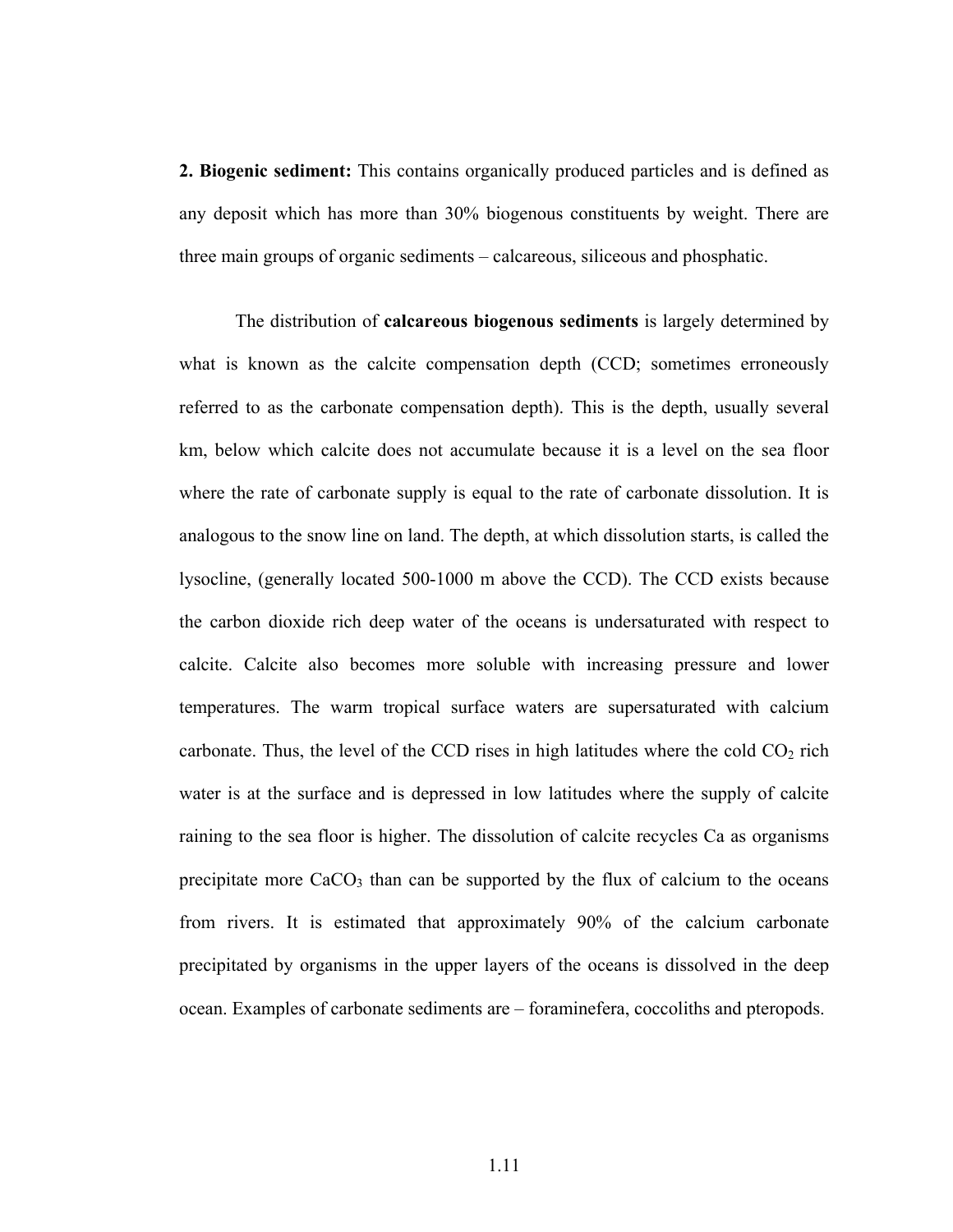**2. Biogenic sediment:** This contains organically produced particles and is defined as any deposit which has more than 30% biogenous constituents by weight. There are three main groups of organic sediments – calcareous, siliceous and phosphatic.

The distribution of **calcareous biogenous sediments** is largely determined by what is known as the calcite compensation depth (CCD; sometimes erroneously referred to as the carbonate compensation depth). This is the depth, usually several km, below which calcite does not accumulate because it is a level on the sea floor where the rate of carbonate supply is equal to the rate of carbonate dissolution. It is analogous to the snow line on land. The depth, at which dissolution starts, is called the lysocline, (generally located 500-1000 m above the CCD). The CCD exists because the carbon dioxide rich deep water of the oceans is undersaturated with respect to calcite. Calcite also becomes more soluble with increasing pressure and lower temperatures. The warm tropical surface waters are supersaturated with calcium carbonate. Thus, the level of the CCD rises in high latitudes where the cold $CO_2$ rich water is at the surface and is depressed in low latitudes where the supply of calcite raining to the sea floor is higher. The dissolution of calcite recycles Ca as organisms precipitate more $CaCO_3$ than can be supported by the flux of calcium to the oceans from rivers. It is estimated that approximately 90% of the calcium carbonate precipitated by organisms in the upper layers of the oceans is dissolved in the deep ocean. Examples of carbonate sediments are – foraminefera, coccoliths and pteropods.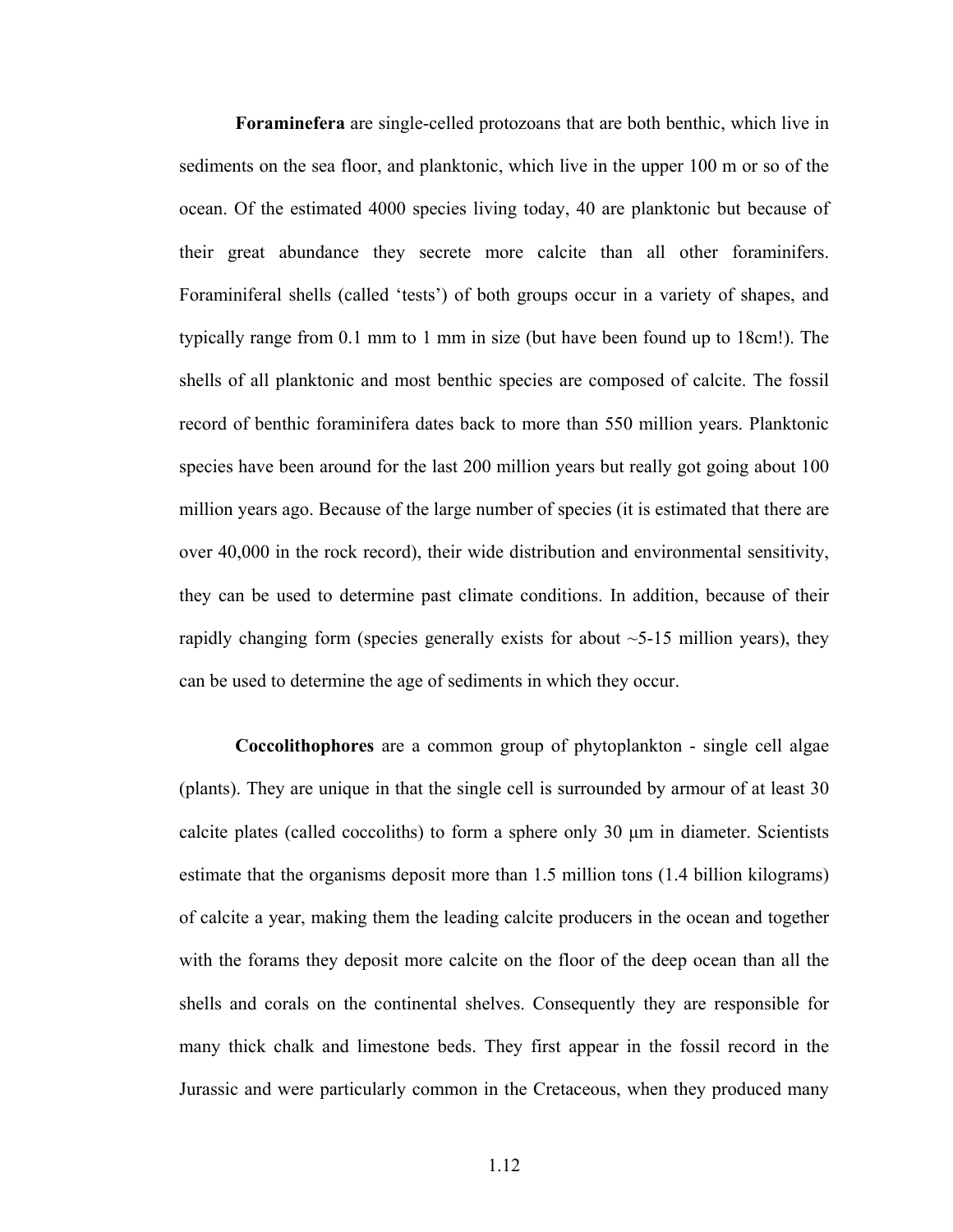**Foraminefera** are single-celled protozoans that are both benthic, which live in sediments on the sea floor, and planktonic, which live in the upper 100 m or so of the ocean. Of the estimated 4000 species living today, 40 are planktonic but because of their great abundance they secrete more calcite than all other foraminifers. Foraminiferal shells (called 'tests') of both groups occur in a variety of shapes, and typically range from 0.1 mm to 1 mm in size (but have been found up to 18cm!). The shells of all planktonic and most benthic species are composed of calcite. The fossil record of benthic foraminifera dates back to more than 550 million years. Planktonic species have been around for the last 200 million years but really got going about 100 million years ago. Because of the large number of species (it is estimated that there are over 40,000 in the rock record), their wide distribution and environmental sensitivity, they can be used to determine past climate conditions. In addition, because of their rapidly changing form (species generally exists for about ~5-15 million years), they can be used to determine the age of sediments in which they occur.

**Coccolithophores** are a common group of phytoplankton - single cell algae (plants). They are unique in that the single cell is surrounded by armour of at least 30 calcite plates (called coccoliths) to form a sphere only 30 μm in diameter. Scientists estimate that the organisms deposit more than 1.5 million tons (1.4 billion kilograms) of calcite a year, making them the leading calcite producers in the ocean and together with the forams they deposit more calcite on the floor of the deep ocean than all the shells and corals on the continental shelves. Consequently they are responsible for many thick chalk and limestone beds. They first appear in the fossil record in the Jurassic and were particularly common in the Cretaceous, when they produced many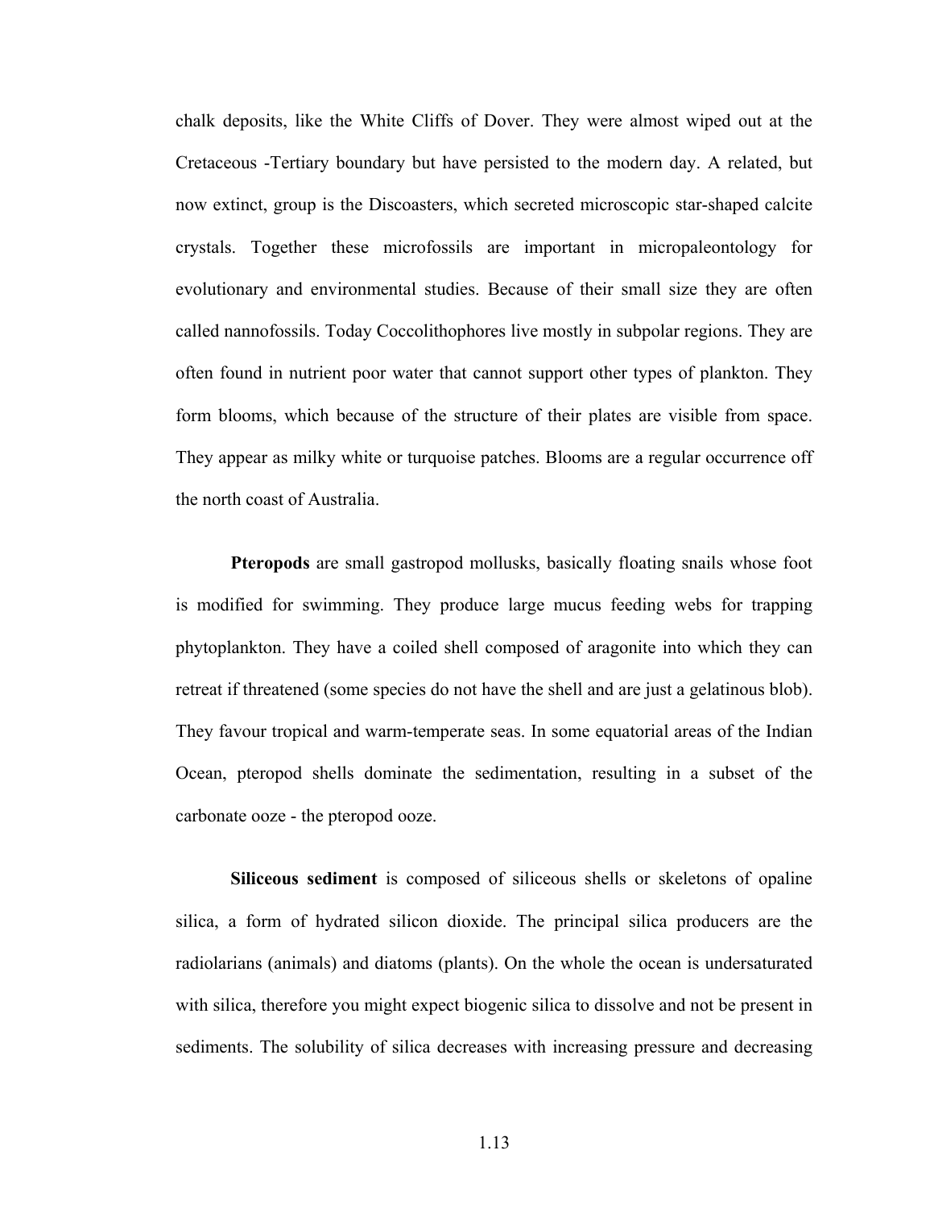chalk deposits, like the White Cliffs of Dover. They were almost wiped out at the Cretaceous -Tertiary boundary but have persisted to the modern day. A related, but now extinct, group is the Discoasters, which secreted microscopic star-shaped calcite crystals. Together these microfossils are important in micropaleontology for evolutionary and environmental studies. Because of their small size they are often called nannofossils. Today Coccolithophores live mostly in subpolar regions. They are often found in nutrient poor water that cannot support other types of plankton. They form blooms, which because of the structure of their plates are visible from space. They appear as milky white or turquoise patches. Blooms are a regular occurrence off the north coast of Australia.

**Pteropods** are small gastropod mollusks, basically floating snails whose foot is modified for swimming. They produce large mucus feeding webs for trapping phytoplankton. They have a coiled shell composed of aragonite into which they can retreat if threatened (some species do not have the shell and are just a gelatinous blob). They favour tropical and warm-temperate seas. In some equatorial areas of the Indian Ocean, pteropod shells dominate the sedimentation, resulting in a subset of the carbonate ooze - the pteropod ooze.

**Siliceous sediment** is composed of siliceous shells or skeletons of opaline silica, a form of hydrated silicon dioxide. The principal silica producers are the radiolarians (animals) and diatoms (plants). On the whole the ocean is undersaturated with silica, therefore you might expect biogenic silica to dissolve and not be present in sediments. The solubility of silica decreases with increasing pressure and decreasing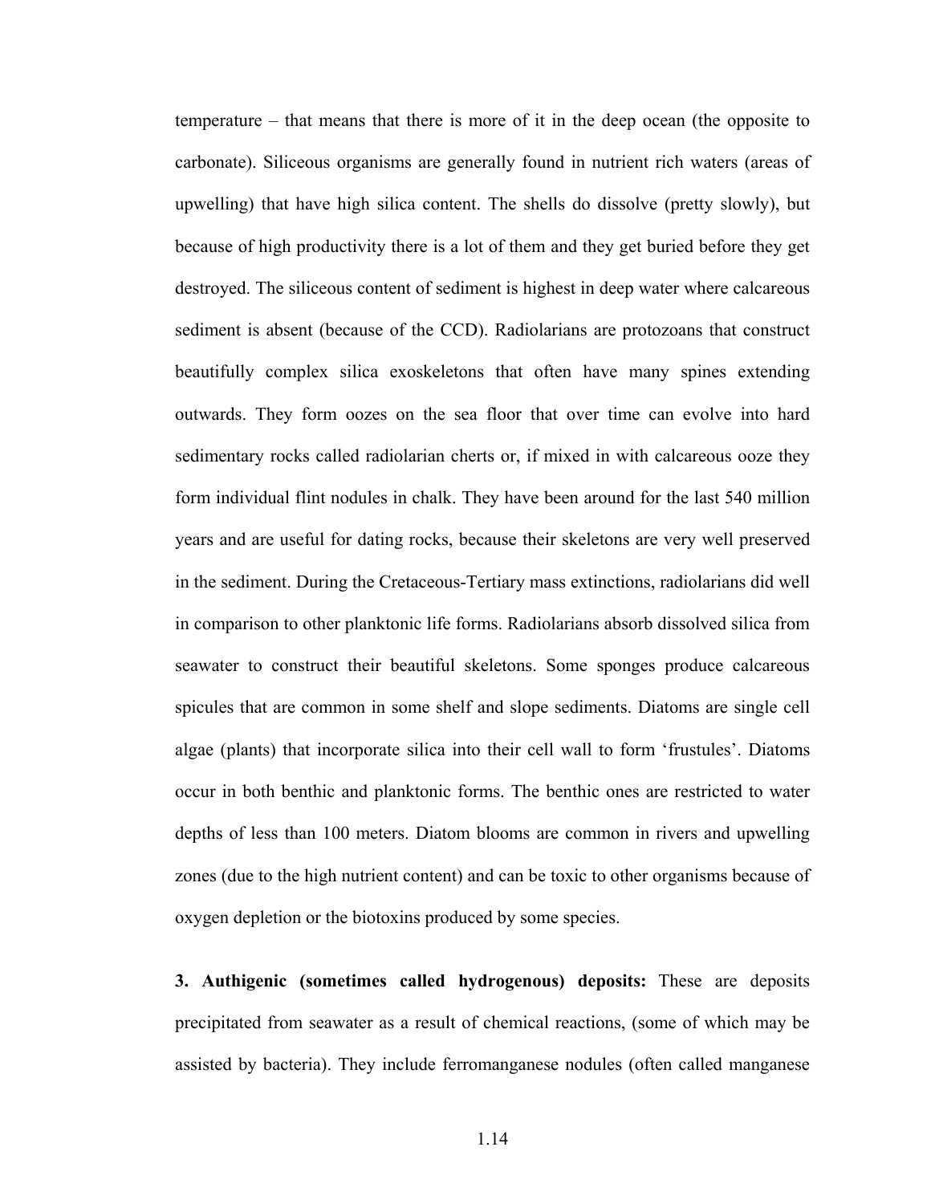temperature – that means that there is more of it in the deep ocean (the opposite to carbonate). Siliceous organisms are generally found in nutrient rich waters (areas of upwelling) that have high silica content. The shells do dissolve (pretty slowly), but because of high productivity there is a lot of them and they get buried before they get destroyed. The siliceous content of sediment is highest in deep water where calcareous sediment is absent (because of the CCD). Radiolarians are protozoans that construct beautifully complex silica exoskeletons that often have many spines extending outwards. They form oozes on the sea floor that over time can evolve into hard sedimentary rocks called radiolarian cherts or, if mixed in with calcareous ooze they form individual flint nodules in chalk. They have been around for the last 540 million years and are useful for dating rocks, because their skeletons are very well preserved in the sediment. During the Cretaceous-Tertiary mass extinctions, radiolarians did well in comparison to other planktonic life forms. Radiolarians absorb dissolved silica from seawater to construct their beautiful skeletons. Some sponges produce calcareous spicules that are common in some shelf and slope sediments. Diatoms are single cell algae (plants) that incorporate silica into their cell wall to form 'frustules'. Diatoms occur in both benthic and planktonic forms. The benthic ones are restricted to water depths of less than 100 meters. Diatom blooms are common in rivers and upwelling zones (due to the high nutrient content) and can be toxic to other organisms because of oxygen depletion or the biotoxins produced by some species.

**3. Authigenic (sometimes called hydrogenous) deposits:** These are deposits precipitated from seawater as a result of chemical reactions, (some of which may be assisted by bacteria). They include ferromanganese nodules (often called manganese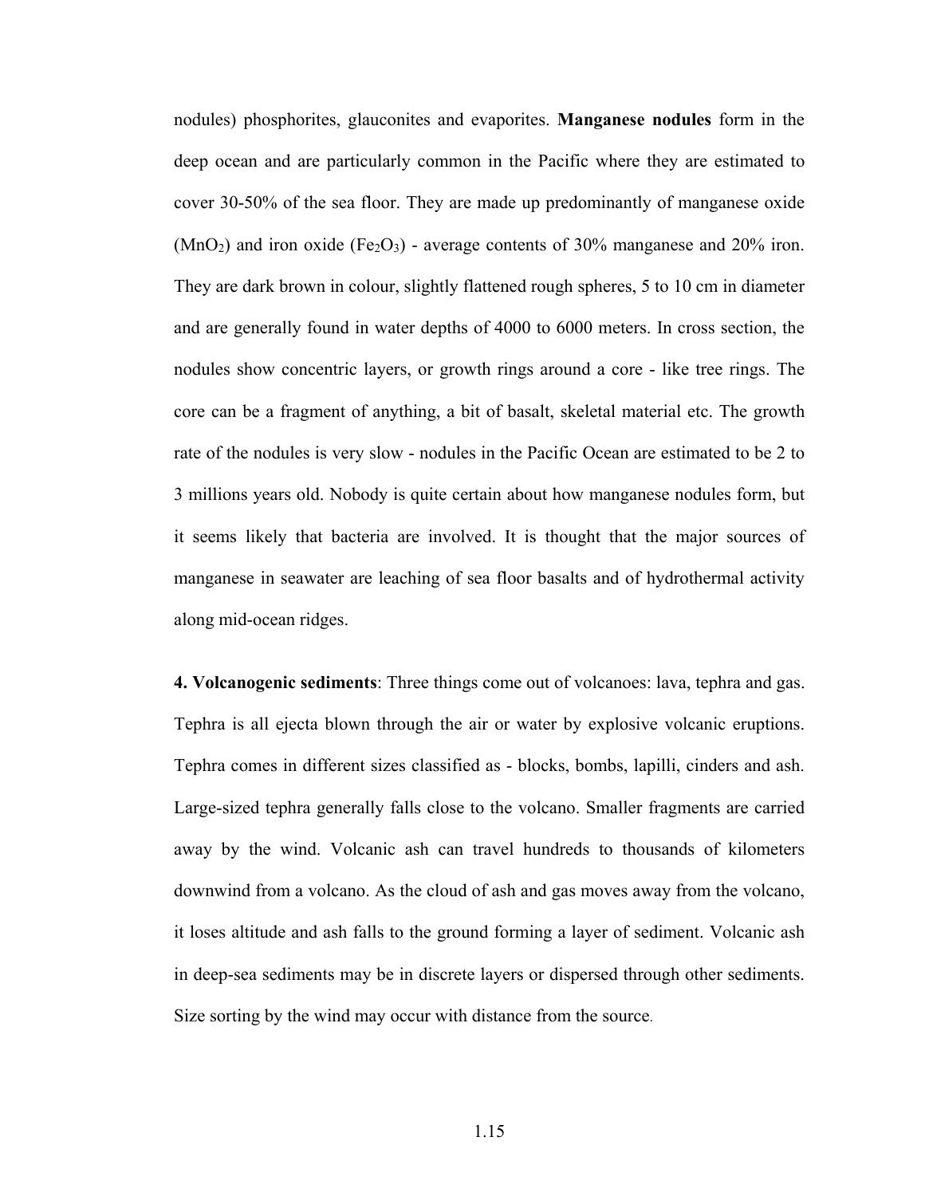nodules) phosphorites, glauconites and evaporites. **Manganese nodules** form in the deep ocean and are particularly common in the Pacific where they are estimated to cover 30-50% of the sea floor. They are made up predominantly of manganese oxide ($MnO_2$) and iron oxide ($Fe_2O_3$) - average contents of 30% manganese and 20% iron. They are dark brown in colour, slightly flattened rough spheres, 5 to 10 cm in diameter and are generally found in water depths of 4000 to 6000 meters. In cross section, the nodules show concentric layers, or growth rings around a core - like tree rings. The core can be a fragment of anything, a bit of basalt, skeletal material etc. The growth rate of the nodules is very slow - nodules in the Pacific Ocean are estimated to be 2 to 3 millions years old. Nobody is quite certain about how manganese nodules form, but it seems likely that bacteria are involved. It is thought that the major sources of manganese in seawater are leaching of sea floor basalts and of hydrothermal activity along mid-ocean ridges.

**4. Volcanogenic sediments**: Three things come out of volcanoes: lava, tephra and gas. Tephra is all ejecta blown through the air or water by explosive volcanic eruptions. Tephra comes in different sizes classified as - blocks, bombs, lapilli, cinders and ash. Large-sized tephra generally falls close to the volcano. Smaller fragments are carried away by the wind. Volcanic ash can travel hundreds to thousands of kilometers downwind from a volcano. As the cloud of ash and gas moves away from the volcano, it loses altitude and ash falls to the ground forming a layer of sediment. Volcanic ash in deep-sea sediments may be in discrete layers or dispersed through other sediments. Size sorting by the wind may occur with distance from the source.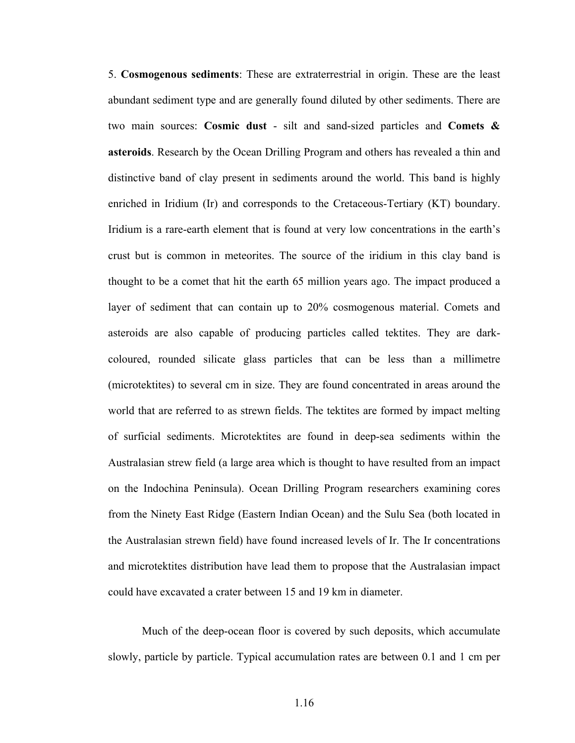5. **Cosmogenous sediments**: These are extraterrestrial in origin. These are the least abundant sediment type and are generally found diluted by other sediments. There are two main sources: **Cosmic dust** - silt and sand-sized particles and **Comets & asteroids**. Research by the Ocean Drilling Program and others has revealed a thin and distinctive band of clay present in sediments around the world. This band is highly enriched in Iridium (Ir) and corresponds to the Cretaceous-Tertiary (KT) boundary. Iridium is a rare-earth element that is found at very low concentrations in the earth's crust but is common in meteorites. The source of the iridium in this clay band is thought to be a comet that hit the earth 65 million years ago. The impact produced a layer of sediment that can contain up to 20% cosmogenous material. Comets and asteroids are also capable of producing particles called tektites. They are dark-coloured, rounded silicate glass particles that can be less than a millimetre (microtektites) to several cm in size. They are found concentrated in areas around the world that are referred to as strewn fields. The tektites are formed by impact melting of surficial sediments. Microtektites are found in deep-sea sediments within the Australasian strew field (a large area which is thought to have resulted from an impact on the Indochina Peninsula). Ocean Drilling Program researchers examining cores from the Ninety East Ridge (Eastern Indian Ocean) and the Sulu Sea (both located in the Australasian strewn field) have found increased levels of Ir. The Ir concentrations and microtektites distribution have lead them to propose that the Australasian impact could have excavated a crater between 15 and 19 km in diameter.

Much of the deep-ocean floor is covered by such deposits, which accumulate slowly, particle by particle. Typical accumulation rates are between 0.1 and 1 cm per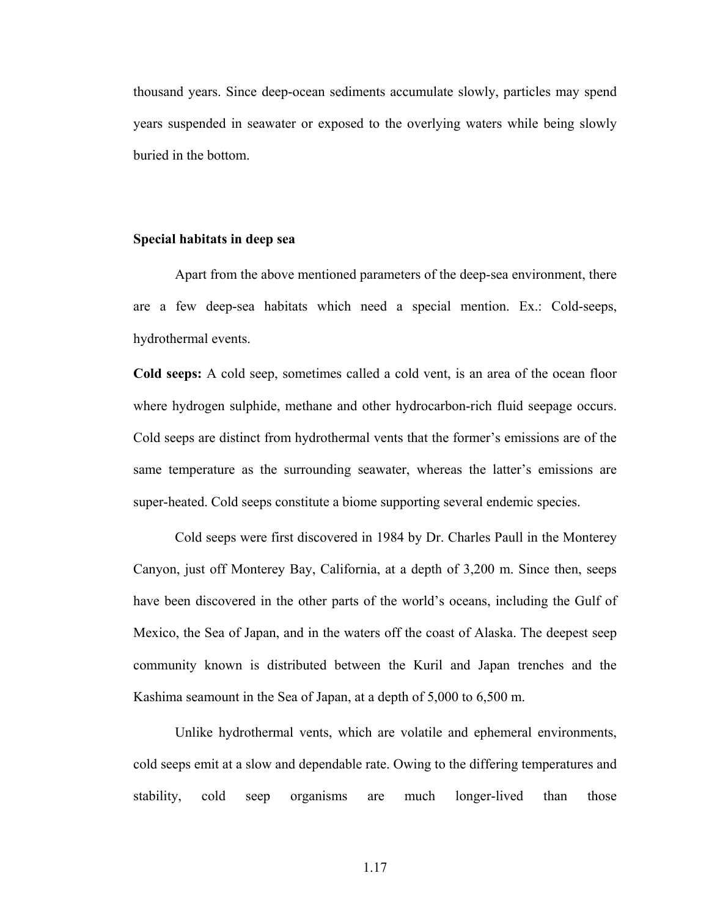thousand years. Since deep-ocean sediments accumulate slowly, particles may spend years suspended in seawater or exposed to the overlying waters while being slowly buried in the bottom.

**Special habitats in deep sea**

Apart from the above mentioned parameters of the deep-sea environment, there are a few deep-sea habitats which need a special mention. Ex.: Cold-seeps, hydrothermal events.

**Cold seeps:** A cold seep, sometimes called a cold vent, is an area of the ocean floor where hydrogen sulphide, methane and other hydrocarbon-rich fluid seepage occurs. Cold seeps are distinct from hydrothermal vents that the former's emissions are of the same temperature as the surrounding seawater, whereas the latter's emissions are super-heated. Cold seeps constitute a biome supporting several endemic species.

Cold seeps were first discovered in 1984 by Dr. Charles Paull in the Monterey Canyon, just off Monterey Bay, California, at a depth of 3,200 m. Since then, seeps have been discovered in the other parts of the world's oceans, including the Gulf of Mexico, the Sea of Japan, and in the waters off the coast of Alaska. The deepest seep community known is distributed between the Kuril and Japan trenches and the Kashima seamount in the Sea of Japan, at a depth of 5,000 to 6,500 m.

Unlike hydrothermal vents, which are volatile and ephemeral environments, cold seeps emit at a slow and dependable rate. Owing to the differing temperatures and stability, cold seep organisms are much longer-lived than those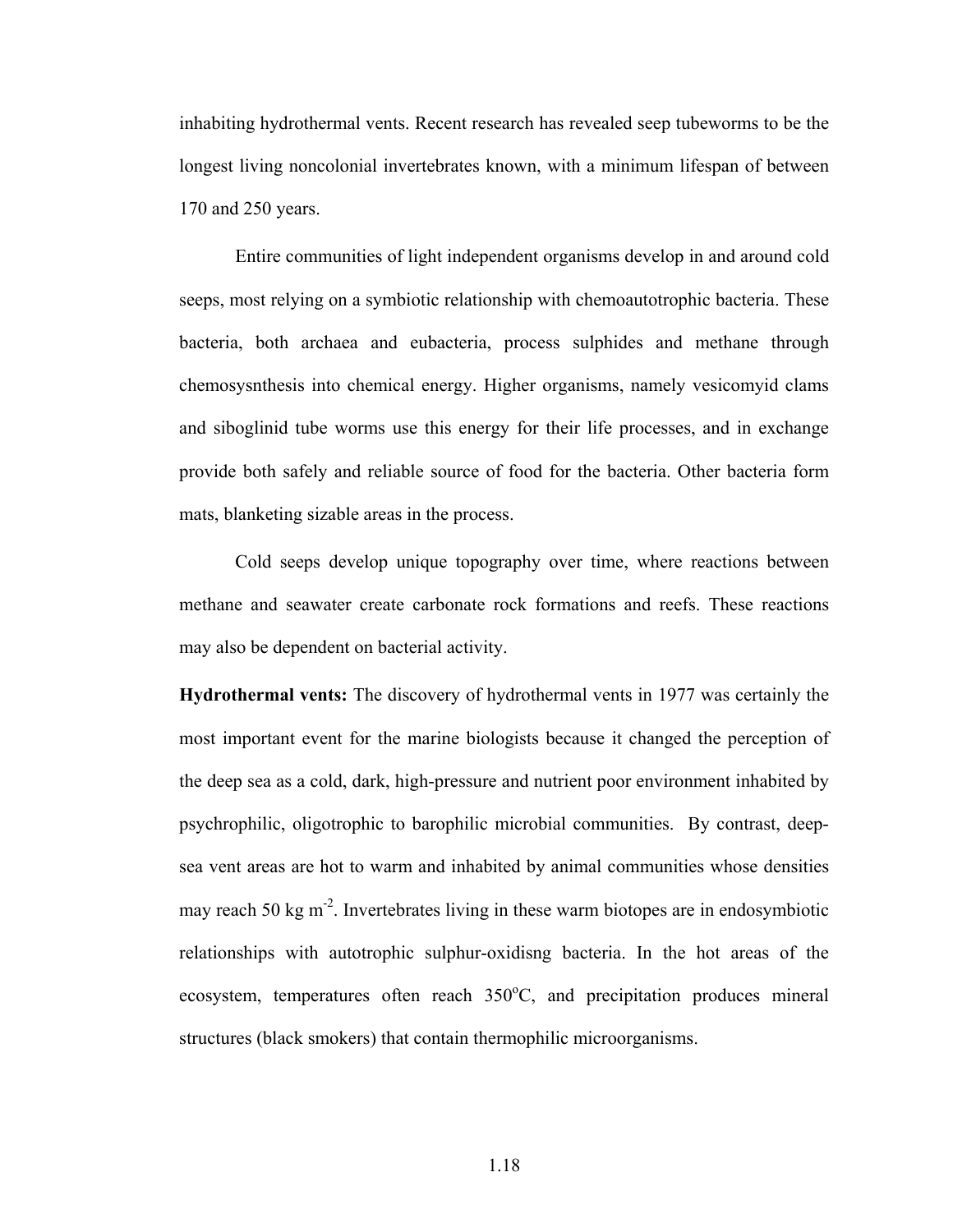inhabiting hydrothermal vents. Recent research has revealed seep tubeworms to be the longest living noncolonial invertebrates known, with a minimum lifespan of between 170 and 250 years.

Entire communities of light independent organisms develop in and around cold seeps, most relying on a symbiotic relationship with chemoautotrophic bacteria. These bacteria, both archaea and eubacteria, process sulphides and methane through chemosysnthesis into chemical energy. Higher organisms, namely vesicomyid clams and siboglinid tube worms use this energy for their life processes, and in exchange provide both safely and reliable source of food for the bacteria. Other bacteria form mats, blanketing sizable areas in the process.

Cold seeps develop unique topography over time, where reactions between methane and seawater create carbonate rock formations and reefs. These reactions may also be dependent on bacterial activity.

**Hydrothermal vents:** The discovery of hydrothermal vents in 1977 was certainly the most important event for the marine biologists because it changed the perception of the deep sea as a cold, dark, high-pressure and nutrient poor environment inhabited by psychrophilic, oligotrophic to barophilic microbial communities. By contrast, deep-sea vent areas are hot to warm and inhabited by animal communities whose densities may reach 50 kg $m^{-2}$. Invertebrates living in these warm biotopes are in endosymbiotic relationships with autotrophic sulphur-oxidisng bacteria. In the hot areas of the ecosystem, temperatures often reach 350$^{o}$C, and precipitation produces mineral structures (black smokers) that contain thermophilic microorganisms.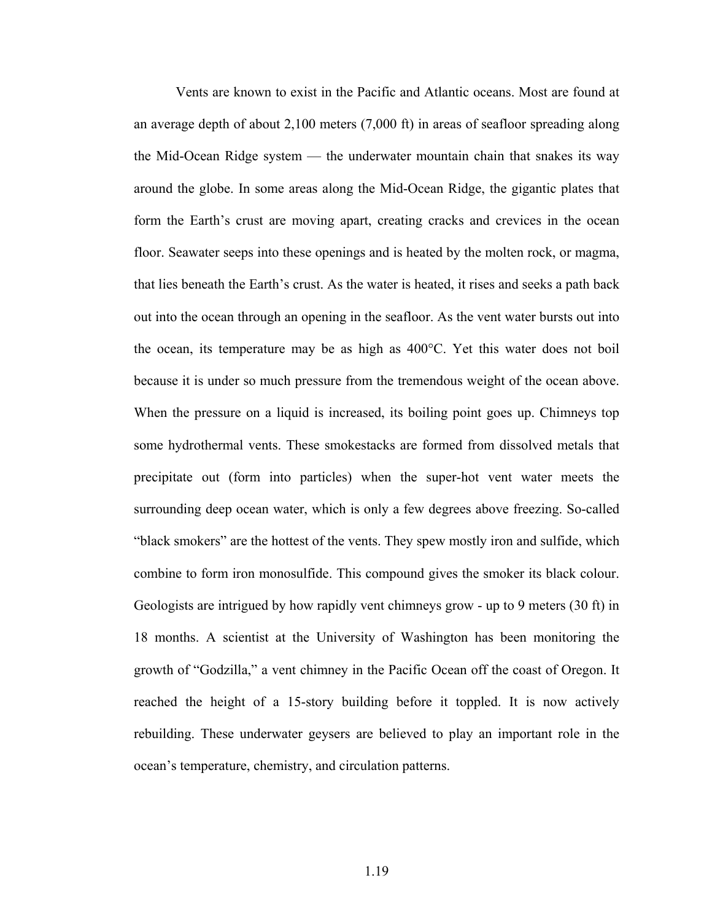Vents are known to exist in the Pacific and Atlantic oceans. Most are found at an average depth of about 2,100 meters (7,000 ft) in areas of seafloor spreading along the Mid-Ocean Ridge system — the underwater mountain chain that snakes its way around the globe. In some areas along the Mid-Ocean Ridge, the gigantic plates that form the Earth's crust are moving apart, creating cracks and crevices in the ocean floor. Seawater seeps into these openings and is heated by the molten rock, or magma, that lies beneath the Earth's crust. As the water is heated, it rises and seeks a path back out into the ocean through an opening in the seafloor. As the vent water bursts out into the ocean, its temperature may be as high as 400°C. Yet this water does not boil because it is under so much pressure from the tremendous weight of the ocean above. When the pressure on a liquid is increased, its boiling point goes up. Chimneys top some hydrothermal vents. These smokestacks are formed from dissolved metals that precipitate out (form into particles) when the super-hot vent water meets the surrounding deep ocean water, which is only a few degrees above freezing. So-called "black smokers" are the hottest of the vents. They spew mostly iron and sulfide, which combine to form iron monosulfide. This compound gives the smoker its black colour. Geologists are intrigued by how rapidly vent chimneys grow - up to 9 meters (30 ft) in 18 months. A scientist at the University of Washington has been monitoring the growth of "Godzilla," a vent chimney in the Pacific Ocean off the coast of Oregon. It reached the height of a 15-story building before it toppled. It is now actively rebuilding. These underwater geysers are believed to play an important role in the ocean's temperature, chemistry, and circulation patterns.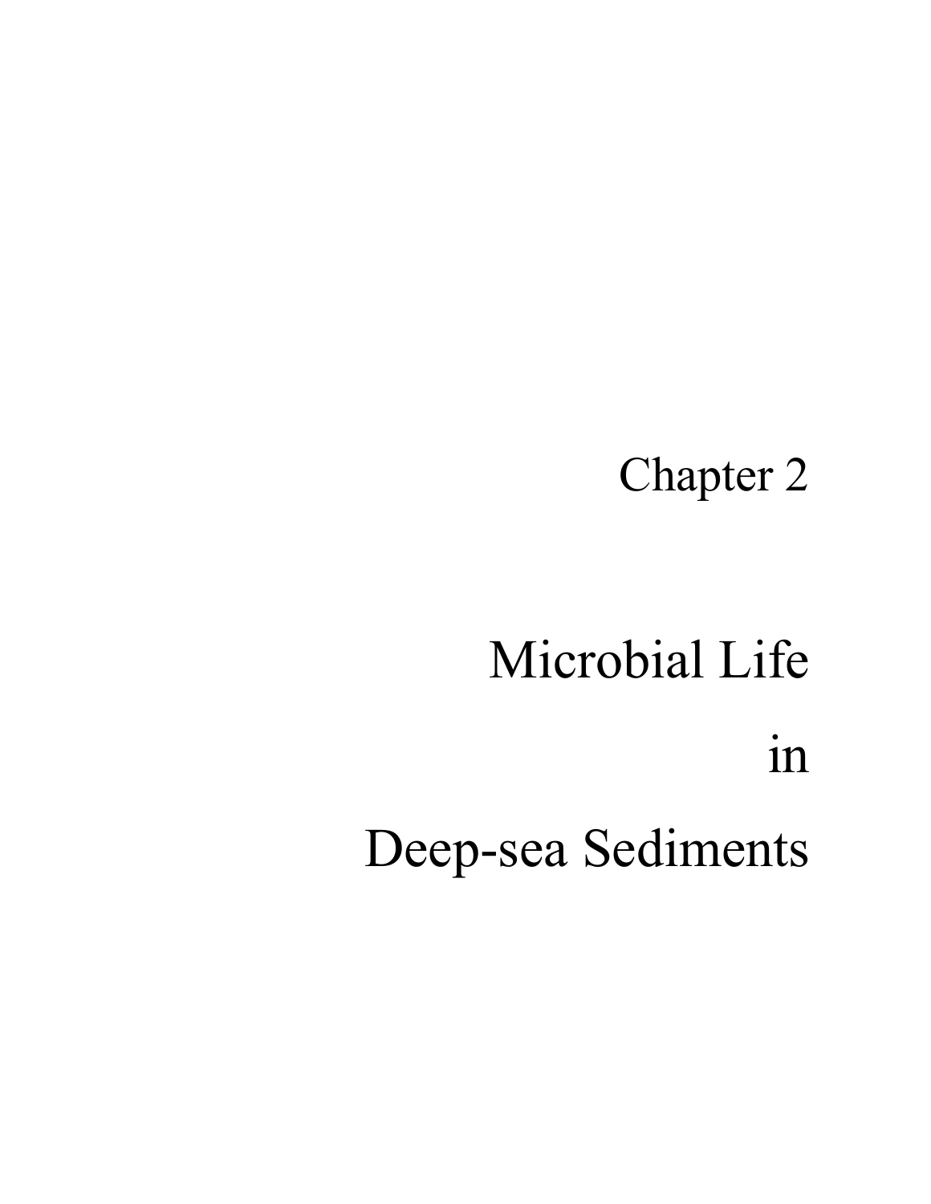# Chapter 2

# Microbial Life in Deep-sea Sediments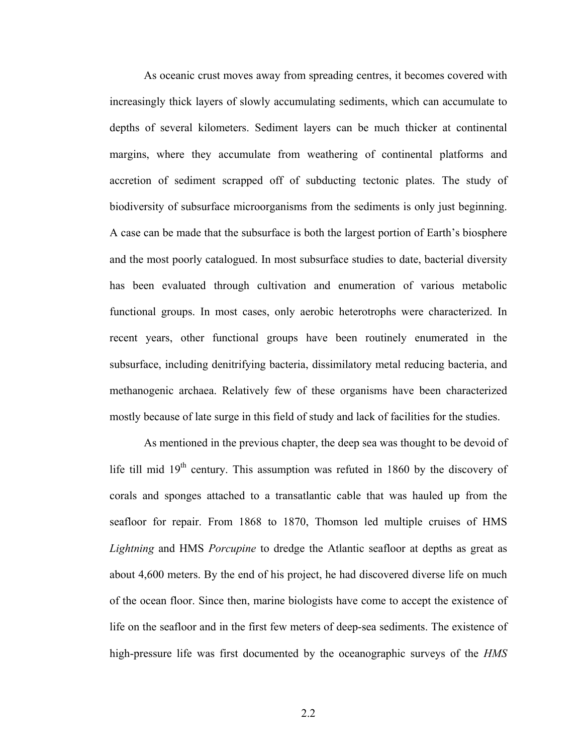As oceanic crust moves away from spreading centres, it becomes covered with increasingly thick layers of slowly accumulating sediments, which can accumulate to depths of several kilometers. Sediment layers can be much thicker at continental margins, where they accumulate from weathering of continental platforms and accretion of sediment scrapped off of subducting tectonic plates. The study of biodiversity of subsurface microorganisms from the sediments is only just beginning. A case can be made that the subsurface is both the largest portion of Earth's biosphere and the most poorly catalogued. In most subsurface studies to date, bacterial diversity has been evaluated through cultivation and enumeration of various metabolic functional groups. In most cases, only aerobic heterotrophs were characterized. In recent years, other functional groups have been routinely enumerated in the subsurface, including denitrifying bacteria, dissimilatory metal reducing bacteria, and methanogenic archaea. Relatively few of these organisms have been characterized mostly because of late surge in this field of study and lack of facilities for the studies.

As mentioned in the previous chapter, the deep sea was thought to be devoid of life till mid 19$^{th}$ century. This assumption was refuted in 1860 by the discovery of corals and sponges attached to a transatlantic cable that was hauled up from the seafloor for repair. From 1868 to 1870, Thomson led multiple cruises of HMS *Lightning* and HMS *Porcupine* to dredge the Atlantic seafloor at depths as great as about 4,600 meters. By the end of his project, he had discovered diverse life on much of the ocean floor. Since then, marine biologists have come to accept the existence of life on the seafloor and in the first few meters of deep-sea sediments. The existence of high-pressure life was first documented by the oceanographic surveys of the *HMS*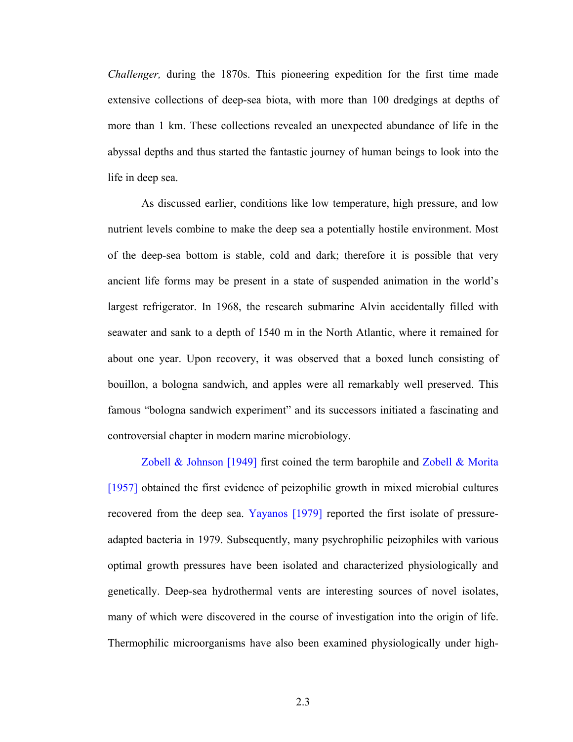*Challenger,* during the 1870s. This pioneering expedition for the first time made extensive collections of deep-sea biota, with more than 100 dredgings at depths of more than 1 km. These collections revealed an unexpected abundance of life in the abyssal depths and thus started the fantastic journey of human beings to look into the life in deep sea.

As discussed earlier, conditions like low temperature, high pressure, and low nutrient levels combine to make the deep sea a potentially hostile environment. Most of the deep-sea bottom is stable, cold and dark; therefore it is possible that very ancient life forms may be present in a state of suspended animation in the world's largest refrigerator. In 1968, the research submarine Alvin accidentally filled with seawater and sank to a depth of 1540 m in the North Atlantic, where it remained for about one year. Upon recovery, it was observed that a boxed lunch consisting of bouillon, a bologna sandwich, and apples were all remarkably well preserved. This famous "bologna sandwich experiment" and its successors initiated a fascinating and controversial chapter in modern marine microbiology.

Zobell & Johnson [1949] first coined the term barophile and Zobell & Morita [1957] obtained the first evidence of peizophilic growth in mixed microbial cultures recovered from the deep sea. Yayanos [1979] reported the first isolate of pressure-adapted bacteria in 1979. Subsequently, many psychrophilic peizophiles with various optimal growth pressures have been isolated and characterized physiologically and genetically. Deep-sea hydrothermal vents are interesting sources of novel isolates, many of which were discovered in the course of investigation into the origin of life. Thermophilic microorganisms have also been examined physiologically under high-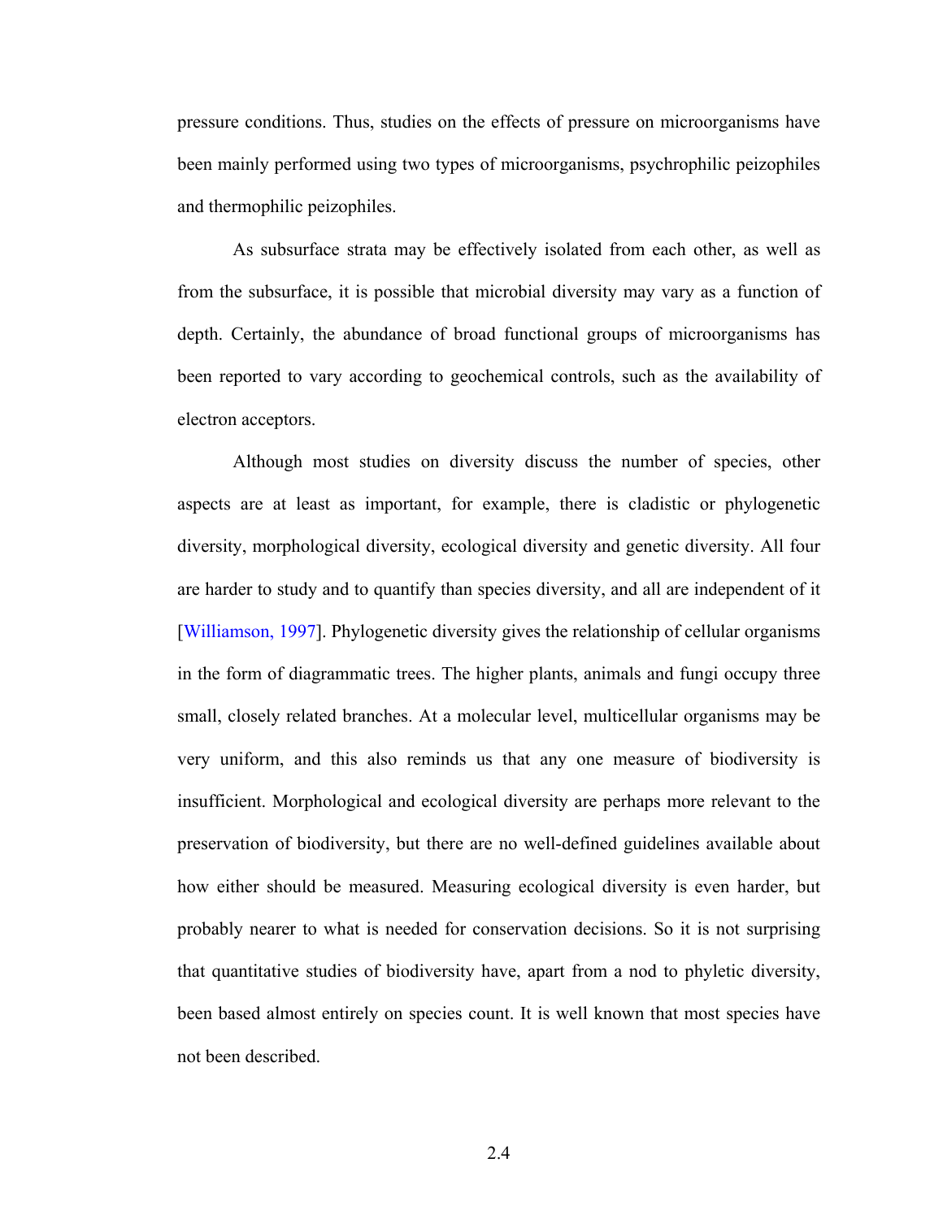pressure conditions. Thus, studies on the effects of pressure on microorganisms have been mainly performed using two types of microorganisms, psychrophilic peizophiles and thermophilic peizophiles.

As subsurface strata may be effectively isolated from each other, as well as from the subsurface, it is possible that microbial diversity may vary as a function of depth. Certainly, the abundance of broad functional groups of microorganisms has been reported to vary according to geochemical controls, such as the availability of electron acceptors.

Although most studies on diversity discuss the number of species, other aspects are at least as important, for example, there is cladistic or phylogenetic diversity, morphological diversity, ecological diversity and genetic diversity. All four are harder to study and to quantify than species diversity, and all are independent of it [Williamson, 1997]. Phylogenetic diversity gives the relationship of cellular organisms in the form of diagrammatic trees. The higher plants, animals and fungi occupy three small, closely related branches. At a molecular level, multicellular organisms may be very uniform, and this also reminds us that any one measure of biodiversity is insufficient. Morphological and ecological diversity are perhaps more relevant to the preservation of biodiversity, but there are no well-defined guidelines available about how either should be measured. Measuring ecological diversity is even harder, but probably nearer to what is needed for conservation decisions. So it is not surprising that quantitative studies of biodiversity have, apart from a nod to phyletic diversity, been based almost entirely on species count. It is well known that most species have not been described.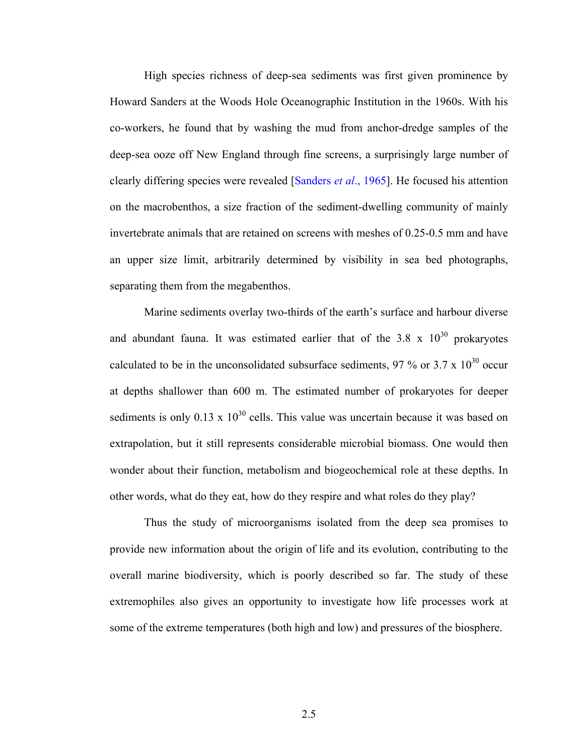High species richness of deep-sea sediments was first given prominence by Howard Sanders at the Woods Hole Oceanographic Institution in the 1960s. With his co-workers, he found that by washing the mud from anchor-dredge samples of the deep-sea ooze off New England through fine screens, a surprisingly large number of clearly differing species were revealed [Sanders *et al*., 1965]. He focused his attention on the macrobenthos, a size fraction of the sediment-dwelling community of mainly invertebrate animals that are retained on screens with meshes of 0.25-0.5 mm and have an upper size limit, arbitrarily determined by visibility in sea bed photographs, separating them from the megabenthos.

Marine sediments overlay two-thirds of the earth's surface and harbour diverse and abundant fauna. It was estimated earlier that of the $3.8 \times 10^{30}$ prokaryotes calculated to be in the unconsolidated subsurface sediments, 97 % or $3.7 \times 10^{30}$ occur at depths shallower than 600 m. The estimated number of prokaryotes for deeper sediments is only $0.13 \times 10^{30}$ cells. This value was uncertain because it was based on extrapolation, but it still represents considerable microbial biomass. One would then wonder about their function, metabolism and biogeochemical role at these depths. In other words, what do they eat, how do they respire and what roles do they play?

Thus the study of microorganisms isolated from the deep sea promises to provide new information about the origin of life and its evolution, contributing to the overall marine biodiversity, which is poorly described so far. The study of these extremophiles also gives an opportunity to investigate how life processes work at some of the extreme temperatures (both high and low) and pressures of the biosphere.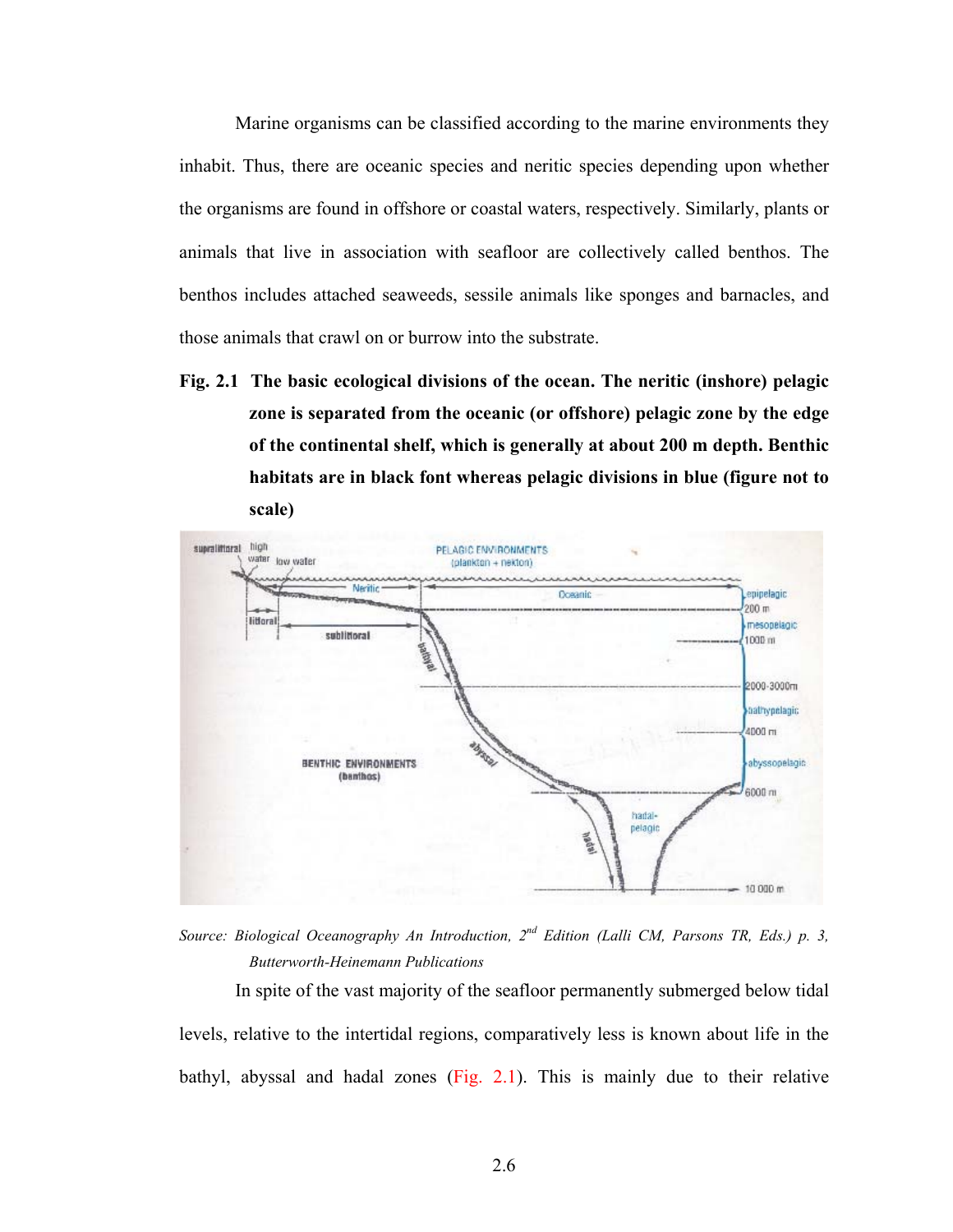Marine organisms can be classified according to the marine environments they inhabit. Thus, there are oceanic species and neritic species depending upon whether the organisms are found in offshore or coastal waters, respectively. Similarly, plants or animals that live in association with seafloor are collectively called benthos. The benthos includes attached seaweeds, sessile animals like sponges and barnacles, and those animals that crawl on or burrow into the substrate.

**Fig. 2.1 The basic ecological divisions of the ocean. The neritic (inshore) pelagic zone is separated from the oceanic (or offshore) pelagic zone by the edge of the continental shelf, which is generally at about 200 m depth. Benthic habitats are in black font whereas pelagic divisions in blue (figure not to scale)**

*Source: Biological Oceanography An Introduction, 2nd Edition (Lalli CM, Parsons TR, Eds.) p. 3, Butterworth-Heinemann Publications*

In spite of the vast majority of the seafloor permanently submerged below tidal levels, relative to the intertidal regions, comparatively less is known about life in the bathyl, abyssal and hadal zones (Fig. 2.1). This is mainly due to their relative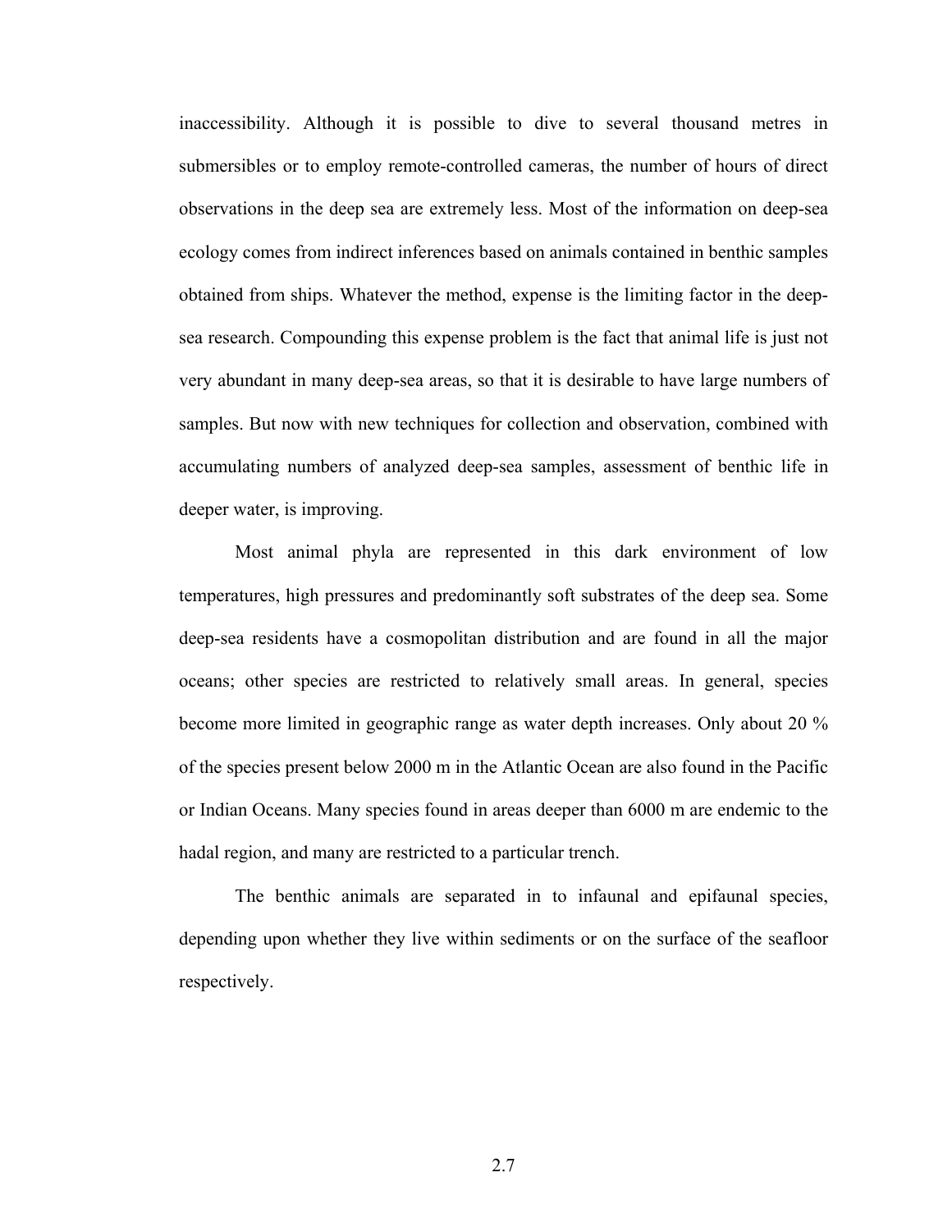inaccessibility. Although it is possible to dive to several thousand metres in submersibles or to employ remote-controlled cameras, the number of hours of direct observations in the deep sea are extremely less. Most of the information on deep-sea ecology comes from indirect inferences based on animals contained in benthic samples obtained from ships. Whatever the method, expense is the limiting factor in the deep-sea research. Compounding this expense problem is the fact that animal life is just not very abundant in many deep-sea areas, so that it is desirable to have large numbers of samples. But now with new techniques for collection and observation, combined with accumulating numbers of analyzed deep-sea samples, assessment of benthic life in deeper water, is improving.

Most animal phyla are represented in this dark environment of low temperatures, high pressures and predominantly soft substrates of the deep sea. Some deep-sea residents have a cosmopolitan distribution and are found in all the major oceans; other species are restricted to relatively small areas. In general, species become more limited in geographic range as water depth increases. Only about 20 % of the species present below 2000 m in the Atlantic Ocean are also found in the Pacific or Indian Oceans. Many species found in areas deeper than 6000 m are endemic to the hadal region, and many are restricted to a particular trench.

The benthic animals are separated in to infaunal and epifaunal species, depending upon whether they live within sediments or on the surface of the seafloor respectively.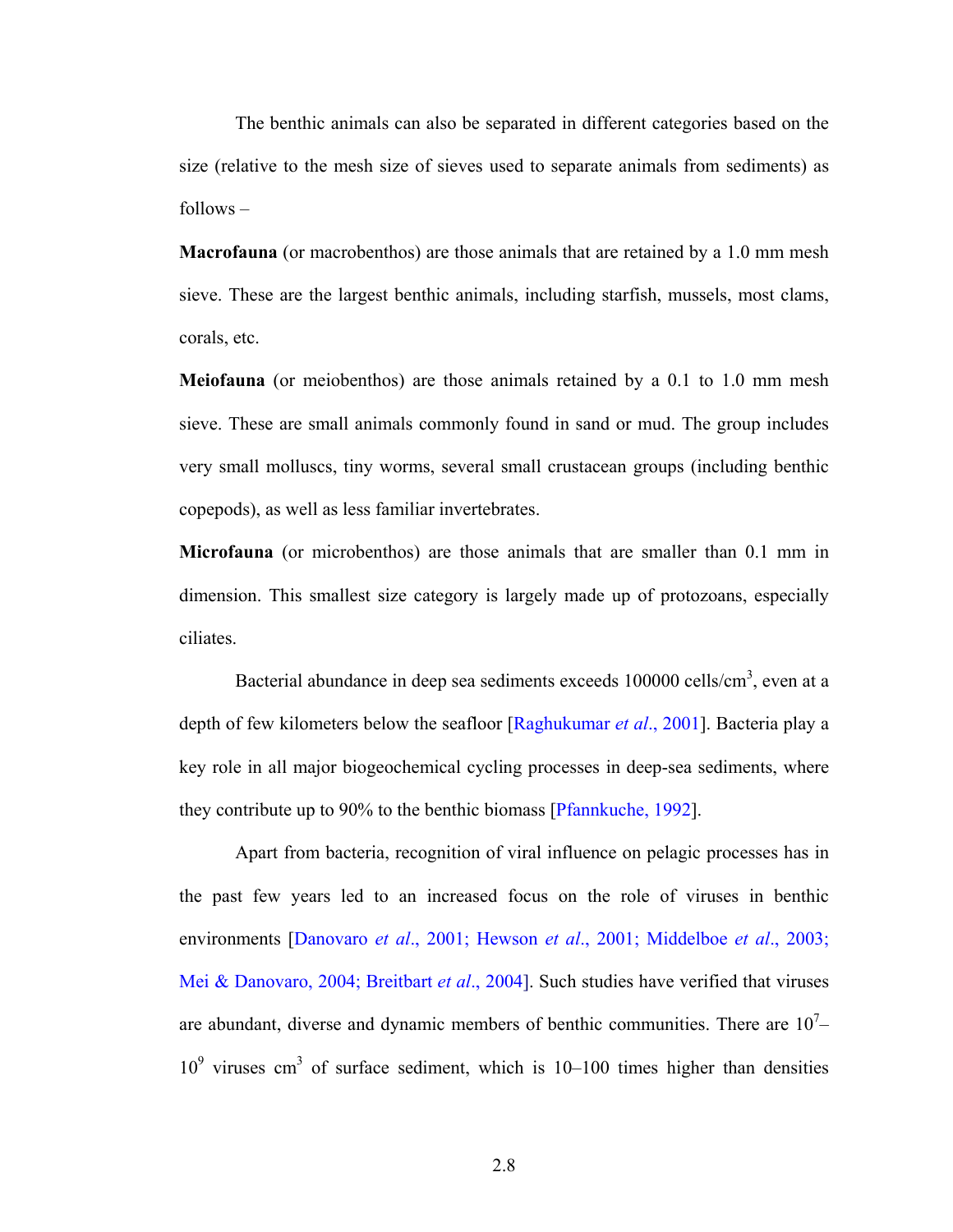The benthic animals can also be separated in different categories based on the size (relative to the mesh size of sieves used to separate animals from sediments) as follows –

**Macrofauna** (or macrobenthos) are those animals that are retained by a 1.0 mm mesh sieve. These are the largest benthic animals, including starfish, mussels, most clams, corals, etc.

**Meiofauna** (or meiobenthos) are those animals retained by a 0.1 to 1.0 mm mesh sieve. These are small animals commonly found in sand or mud. The group includes very small molluscs, tiny worms, several small crustacean groups (including benthic copepods), as well as less familiar invertebrates.

**Microfauna** (or microbenthos) are those animals that are smaller than 0.1 mm in dimension. This smallest size category is largely made up of protozoans, especially ciliates.

Bacterial abundance in deep sea sediments exceeds 100000 cells/$cm^3$, even at a depth of few kilometers below the seafloor [Raghukumar *et al*., 2001]. Bacteria play a key role in all major biogeochemical cycling processes in deep-sea sediments, where they contribute up to 90% to the benthic biomass [Pfannkuche, 1992].

Apart from bacteria, recognition of viral influence on pelagic processes has in the past few years led to an increased focus on the role of viruses in benthic environments [Danovaro *et al*., 2001; Hewson *et al*., 2001; Middelboe *et al*., 2003; Mei & Danovaro, 2004; Breitbart *et al*., 2004]. Such studies have verified that viruses are abundant, diverse and dynamic members of benthic communities. There are $10^7$–$10^9$ viruses $cm^3$ of surface sediment, which is 10–100 times higher than densities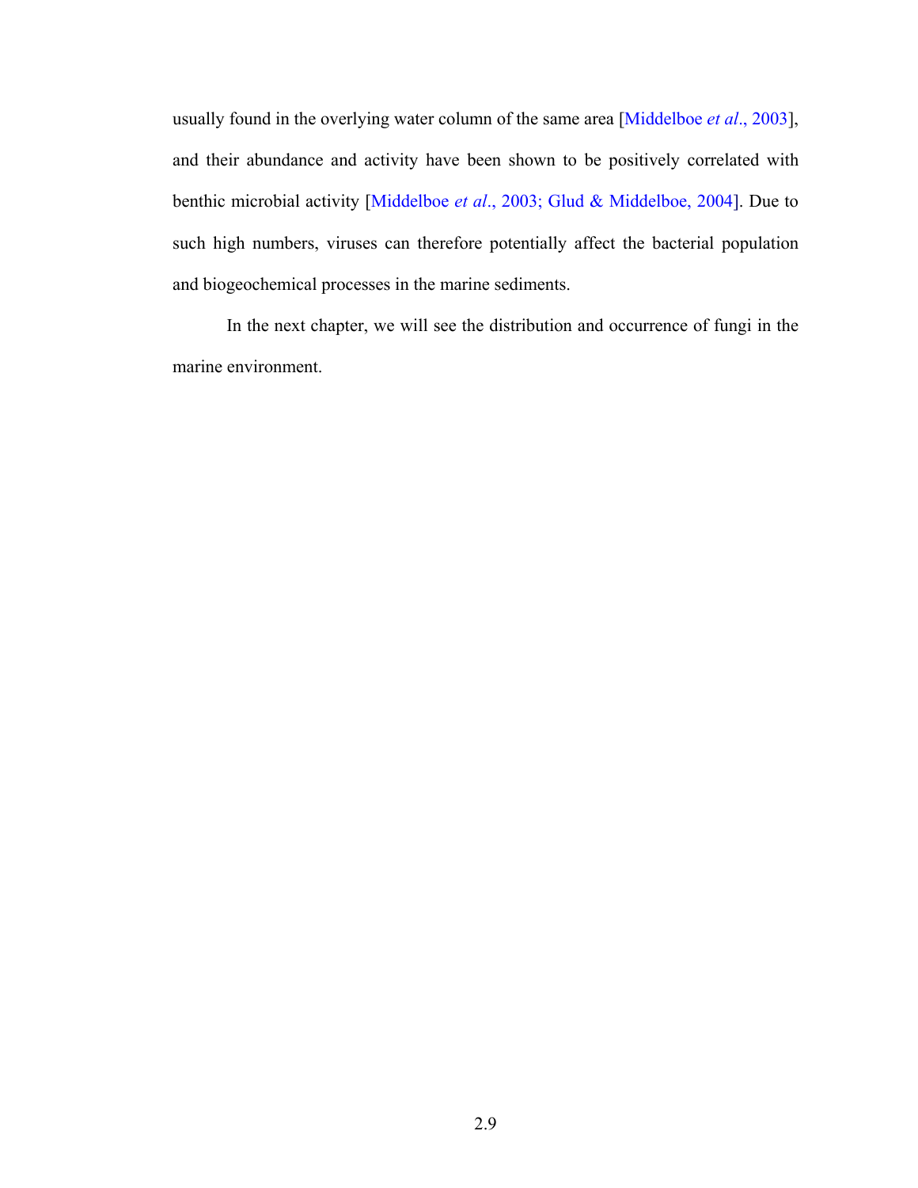usually found in the overlying water column of the same area [Middelboe *et al*., 2003], and their abundance and activity have been shown to be positively correlated with benthic microbial activity [Middelboe *et al*., 2003; Glud & Middelboe, 2004]. Due to such high numbers, viruses can therefore potentially affect the bacterial population and biogeochemical processes in the marine sediments.

In the next chapter, we will see the distribution and occurrence of fungi in the marine environment.